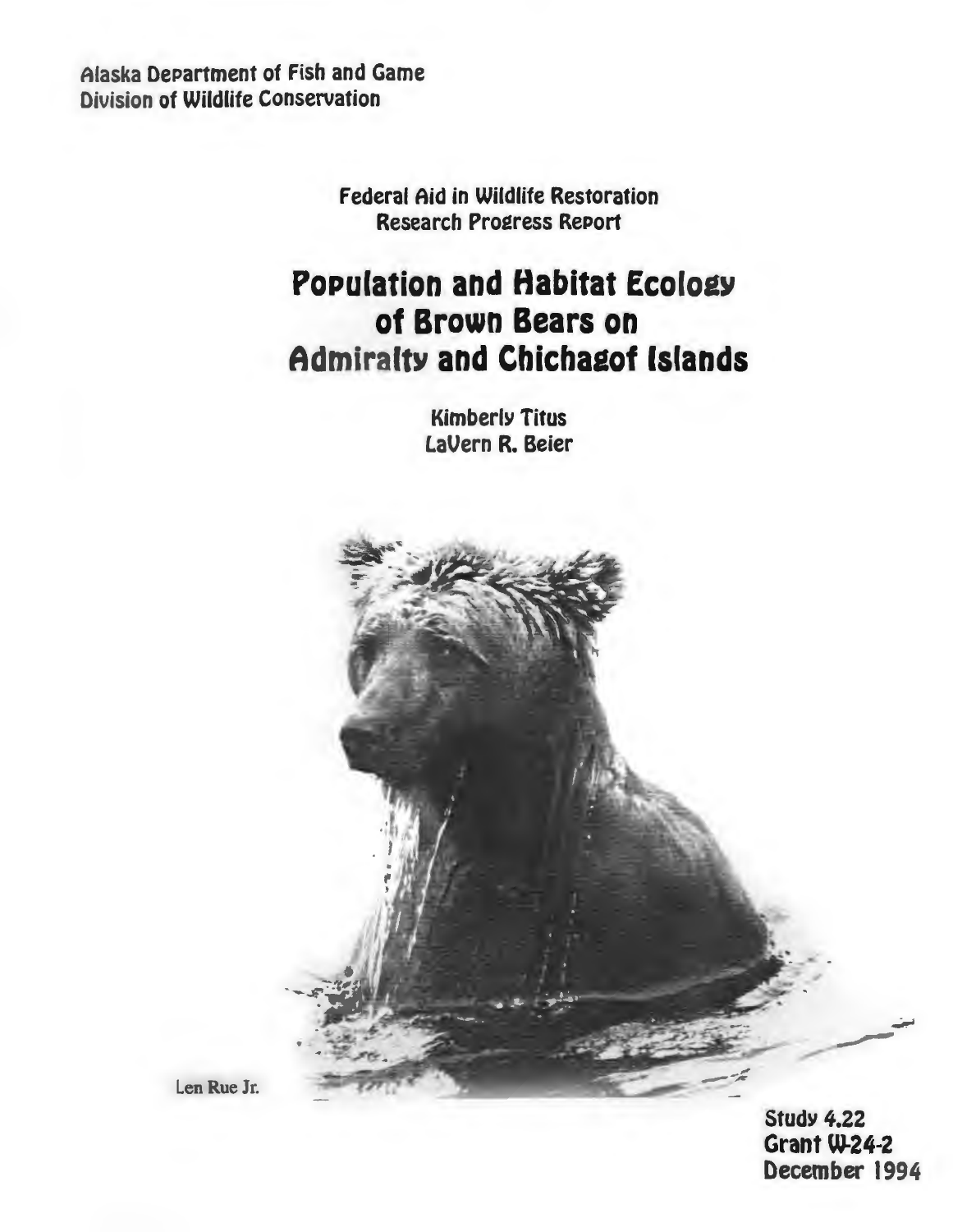Alaska Department of Fish and Game
Division of Wildlife Conservation

Federal Aid in Wildlife Restoration
Research Progress Report

# Population and Habitat Ecology of Brown Bears on Admiralty and Chichagof Islands

Kimberly Titus
LaVern R. Beier

Len Rue Jr.

Study 4.22
Grant W-24-2
December 1994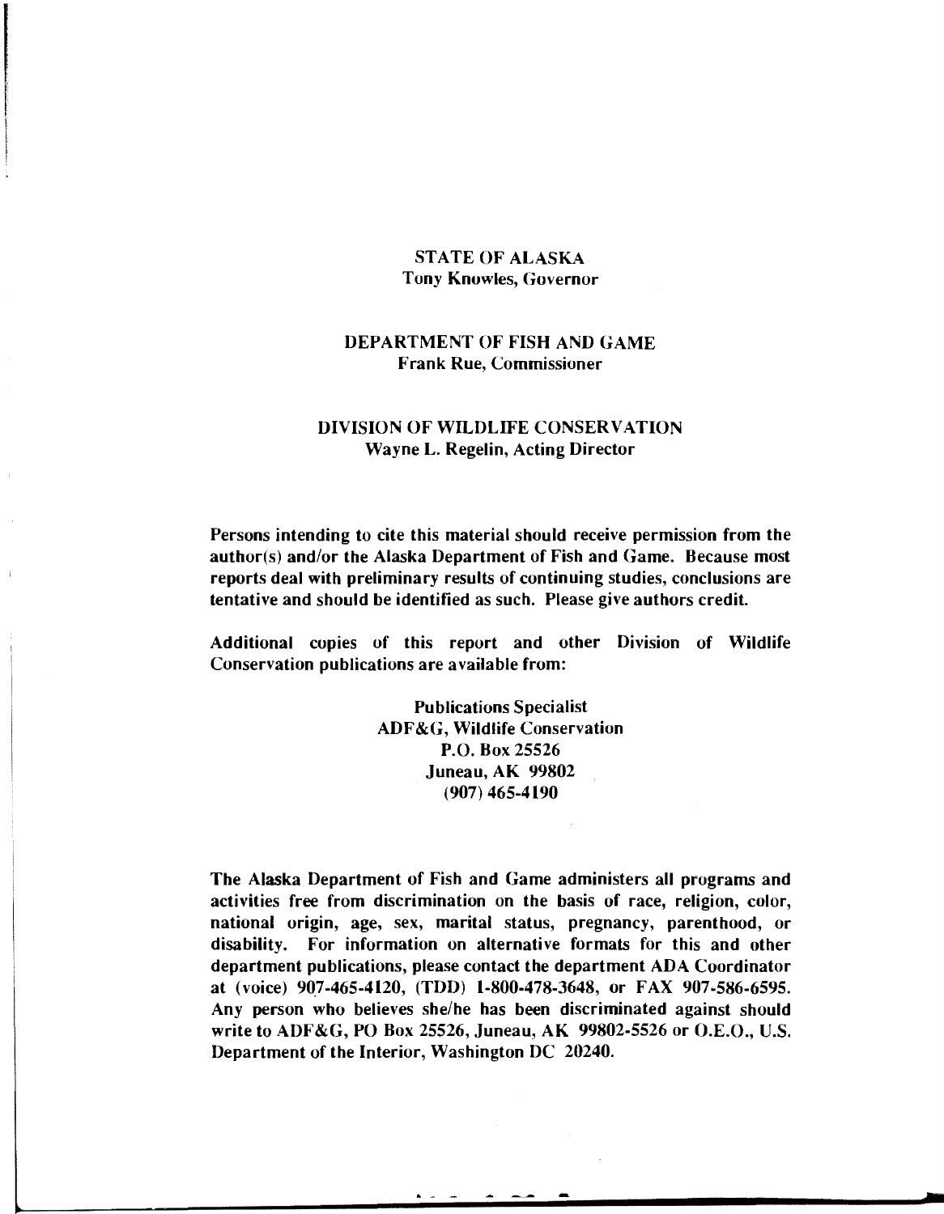STATE OF ALASKA
Tony Knowles, Governor

DEPARTMENT OF FISH AND GAME
Frank Rue, Commissioner

DIVISION OF WILDLIFE CONSERVATION
Wayne L. Regelin, Acting Director

**Persons intending to cite this material should receive permission from the author(s) and/or the Alaska Department of Fish and Game. Because most reports deal with preliminary results of continuing studies, conclusions are tentative and should be identified as such. Please give authors credit.**

**Additional copies of this report and other Division of Wildlife Conservation publications are available from:**

Publications Specialist
ADF&G, Wildlife Conservation
P.O. Box 25526
Juneau, AK 99802
(907) 465-4190

**The Alaska Department of Fish and Game administers all programs and activities free from discrimination on the basis of race, religion, color, national origin, age, sex, marital status, pregnancy, parenthood, or disability. For information on alternative formats for this and other department publications, please contact the department ADA Coordinator at (voice) 907-465-4120, (TDD) 1-800-478-3648, or FAX 907-586-6595. Any person who believes she/he has been discriminated against should write to ADF&G, PO Box 25526, Juneau, AK 99802-5526 or O.E.O., U.S. Department of the Interior, Washington DC 20240.**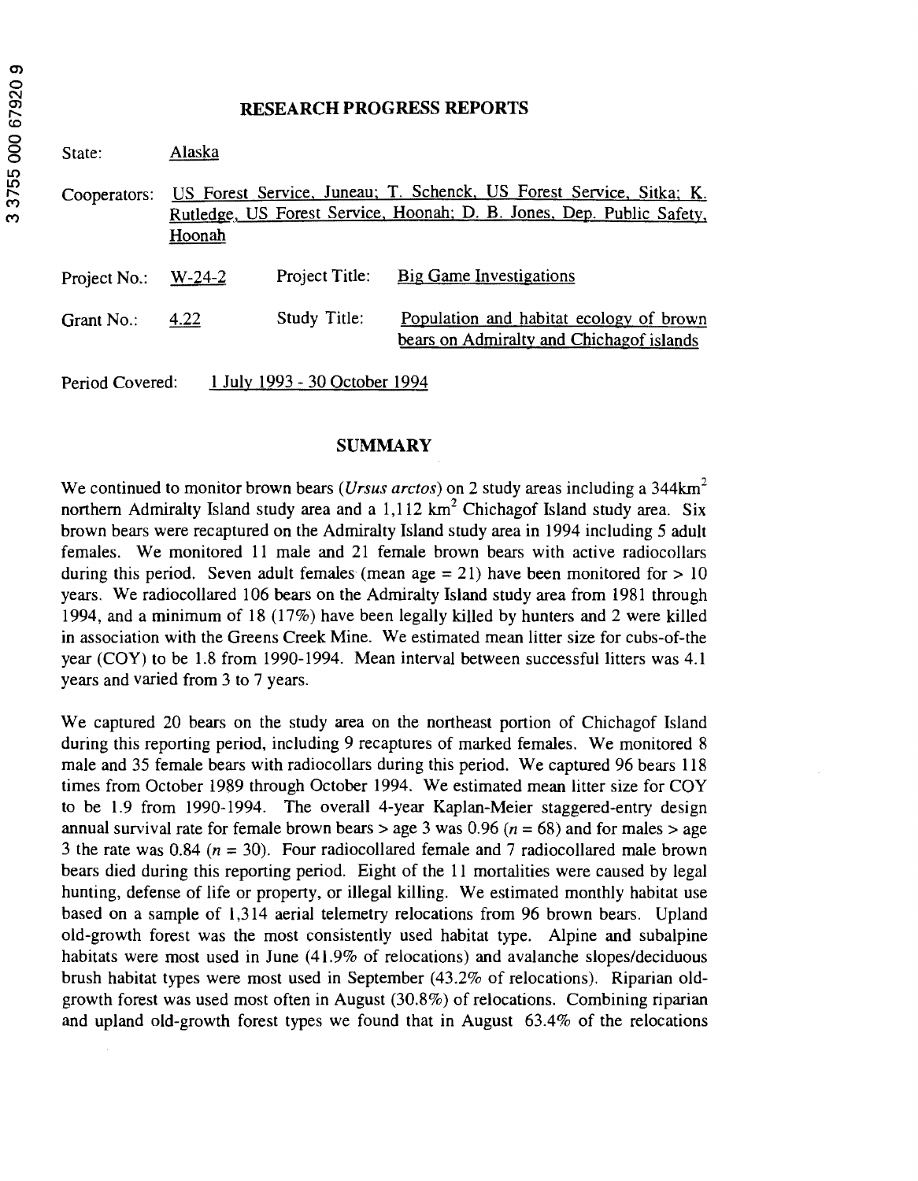## RESEARCH PROGRESS REPORTS

State: Alaska

Cooperators: US Forest Service, Juneau; T. Schenck, US Forest Service, Sitka; K. Rutledge, US Forest Service, Hoonah; D. B. Jones, Dep. Public Safety, Hoonah

Project No.: W-24-2 Project Title: Big Game Investigations

Grant No.: 4.22 Study Title: Population and habitat ecology of brown bears on Admiralty and Chichagof islands

Period Covered: 1 July 1993 - 30 October 1994

## SUMMARY

We continued to monitor brown bears (*Ursus arctos*) on 2 study areas including a 344km$^2$ northern Admiralty Island study area and a 1,112 km$^2$ Chichagof Island study area. Six brown bears were recaptured on the Admiralty Island study area in 1994 including 5 adult females. We monitored 11 male and 21 female brown bears with active radiocollars during this period. Seven adult females (mean age = 21) have been monitored for > 10 years. We radiocollared 106 bears on the Admiralty Island study area from 1981 through 1994, and a minimum of 18 (17%) have been legally killed by hunters and 2 were killed in association with the Greens Creek Mine. We estimated mean litter size for cubs-of-the year (COY) to be 1.8 from 1990-1994. Mean interval between successful litters was 4.1 years and varied from 3 to 7 years.

We captured 20 bears on the study area on the northeast portion of Chichagof Island during this reporting period, including 9 recaptures of marked females. We monitored 8 male and 35 female bears with radiocollars during this period. We captured 96 bears 118 times from October 1989 through October 1994. We estimated mean litter size for COY to be 1.9 from 1990-1994. The overall 4-year Kaplan-Meier staggered-entry design annual survival rate for female brown bears > age 3 was 0.96 ($n$ = 68) and for males > age 3 the rate was 0.84 ($n$ = 30). Four radiocollared female and 7 radiocollared male brown bears died during this reporting period. Eight of the 11 mortalities were caused by legal hunting, defense of life or property, or illegal killing. We estimated monthly habitat use based on a sample of 1,314 aerial telemetry relocations from 96 brown bears. Upland old-growth forest was the most consistently used habitat type. Alpine and subalpine habitats were most used in June (41.9% of relocations) and avalanche slopes/deciduous brush habitat types were most used in September (43.2% of relocations). Riparian old-growth forest was used most often in August (30.8%) of relocations. Combining riparian and upland old-growth forest types we found that in August 63.4% of the relocations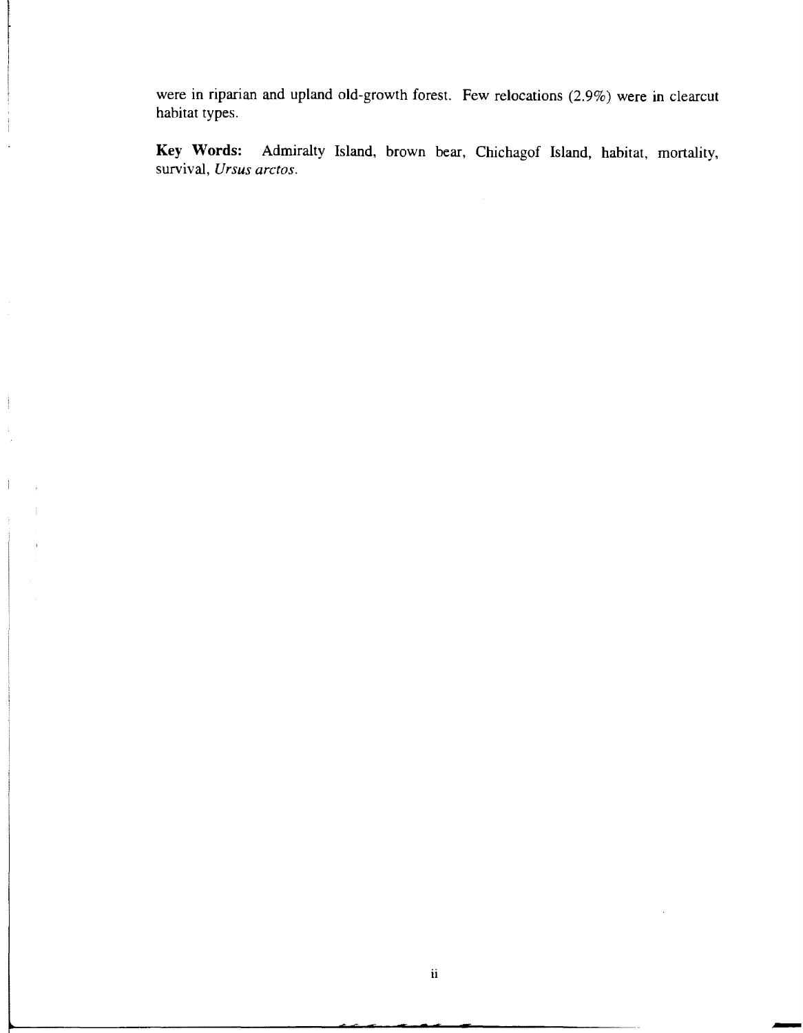were in riparian and upland old-growth forest. Few relocations (2.9%) were in clearcut habitat types.

**Key Words:** Admiralty Island, brown bear, Chichagof Island, habitat, mortality, survival, *Ursus arctos*.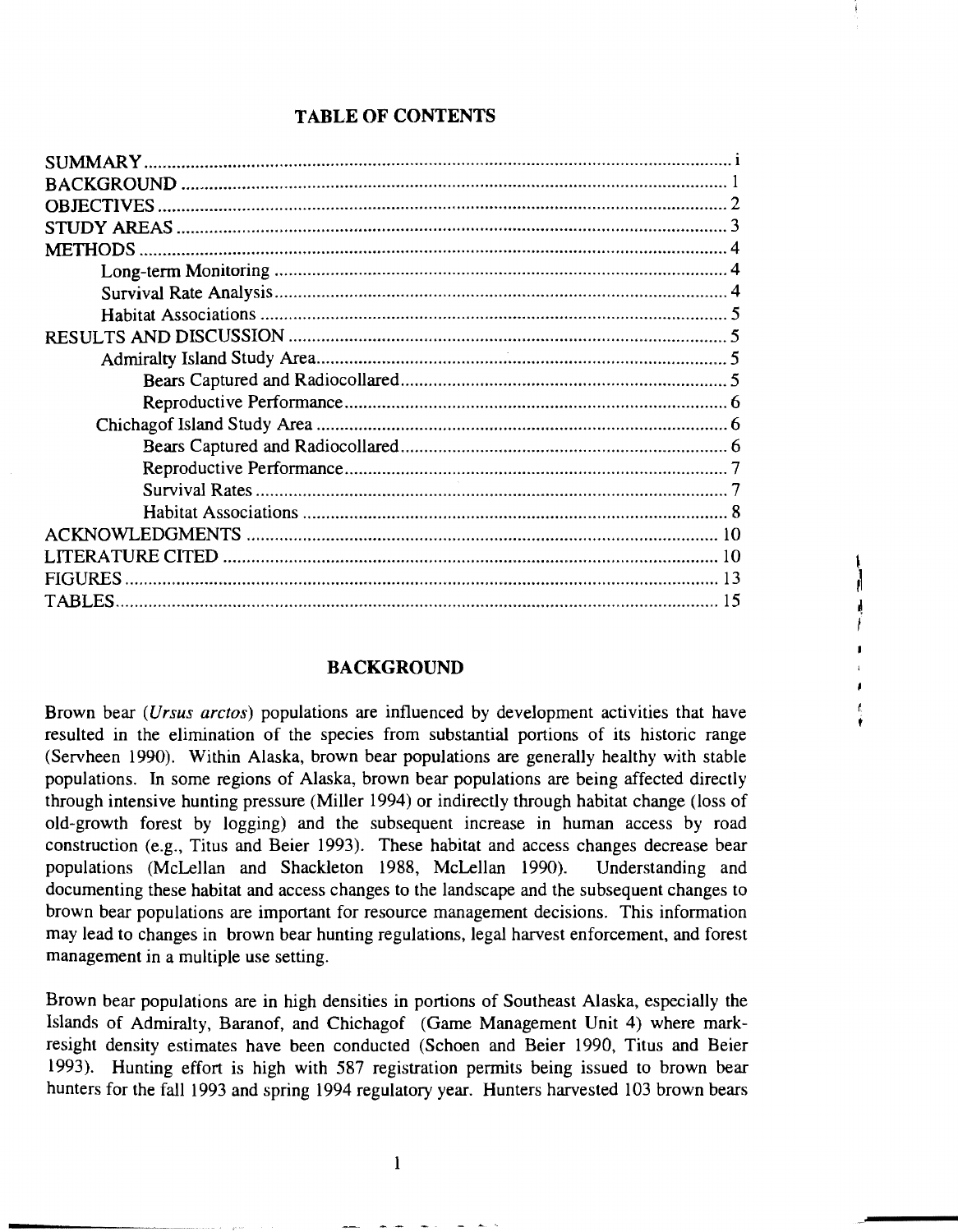## TABLE OF CONTENTS

| | |
|---|---|
| SUMMARY | i |
| BACKGROUND | 1 |
| OBJECTIVES | 2 |
| STUDY AREAS | 3 |
| METHODS | 4 |
| Long-term Monitoring | 4 |
| Survival Rate Analysis | 4 |
| Habitat Associations | 5 |
| RESULTS AND DISCUSSION | 5 |
| Admiralty Island Study Area | 5 |
| Bears Captured and Radiocollared | 5 |
| Reproductive Performance | 6 |
| Chichagof Island Study Area | 6 |
| Bears Captured and Radiocollared | 6 |
| Reproductive Performance | 7 |
| Survival Rates | 7 |
| Habitat Associations | 8 |
| ACKNOWLEDGMENTS | 10 |
| LITERATURE CITED | 10 |
| FIGURES | 13 |
| TABLES | 15 |

## BACKGROUND

Brown bear (*Ursus arctos*) populations are influenced by development activities that have resulted in the elimination of the species from substantial portions of its historic range (Servheen 1990). Within Alaska, brown bear populations are generally healthy with stable populations. In some regions of Alaska, brown bear populations are being affected directly through intensive hunting pressure (Miller 1994) or indirectly through habitat change (loss of old-growth forest by logging) and the subsequent increase in human access by road construction (e.g., Titus and Beier 1993). These habitat and access changes decrease bear populations (McLellan and Shackleton 1988, McLellan 1990). Understanding and documenting these habitat and access changes to the landscape and the subsequent changes to brown bear populations are important for resource management decisions. This information may lead to changes in brown bear hunting regulations, legal harvest enforcement, and forest management in a multiple use setting.

Brown bear populations are in high densities in portions of Southeast Alaska, especially the Islands of Admiralty, Baranof, and Chichagof (Game Management Unit 4) where mark-resight density estimates have been conducted (Schoen and Beier 1990, Titus and Beier 1993). Hunting effort is high with 587 registration permits being issued to brown bear hunters for the fall 1993 and spring 1994 regulatory year. Hunters harvested 103 brown bears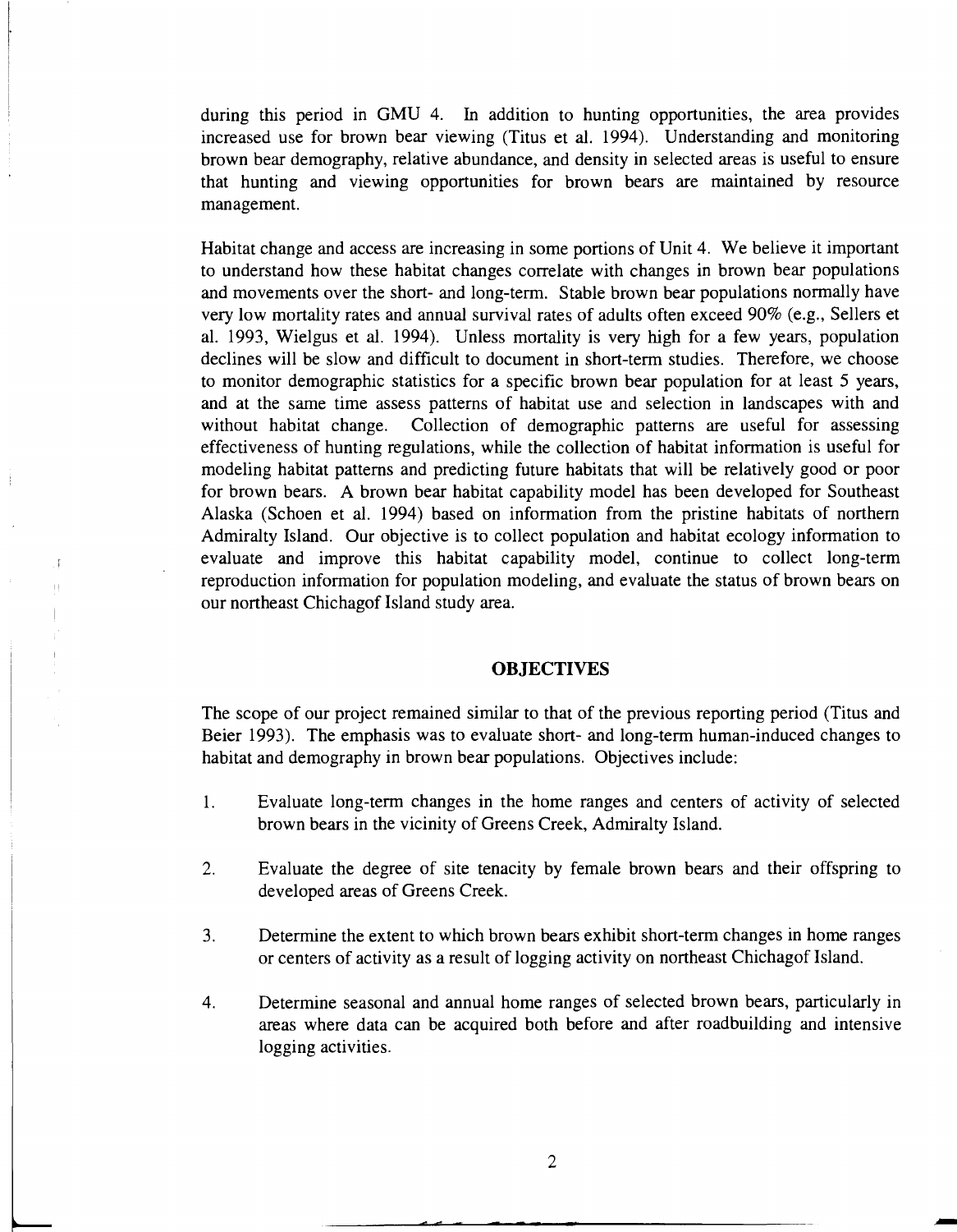during this period in GMU 4. In addition to hunting opportunities, the area provides increased use for brown bear viewing (Titus et al. 1994). Understanding and monitoring brown bear demography, relative abundance, and density in selected areas is useful to ensure that hunting and viewing opportunities for brown bears are maintained by resource management.

Habitat change and access are increasing in some portions of Unit 4. We believe it important to understand how these habitat changes correlate with changes in brown bear populations and movements over the short- and long-term. Stable brown bear populations normally have very low mortality rates and annual survival rates of adults often exceed 90% (e.g., Sellers et al. 1993, Wielgus et al. 1994). Unless mortality is very high for a few years, population declines will be slow and difficult to document in short-term studies. Therefore, we choose to monitor demographic statistics for a specific brown bear population for at least 5 years, and at the same time assess patterns of habitat use and selection in landscapes with and without habitat change. Collection of demographic patterns are useful for assessing effectiveness of hunting regulations, while the collection of habitat information is useful for modeling habitat patterns and predicting future habitats that will be relatively good or poor for brown bears. A brown bear habitat capability model has been developed for Southeast Alaska (Schoen et al. 1994) based on information from the pristine habitats of northern Admiralty Island. Our objective is to collect population and habitat ecology information to evaluate and improve this habitat capability model, continue to collect long-term reproduction information for population modeling, and evaluate the status of brown bears on our northeast Chichagof Island study area.

## OBJECTIVES

The scope of our project remained similar to that of the previous reporting period (Titus and Beier 1993). The emphasis was to evaluate short- and long-term human-induced changes to habitat and demography in brown bear populations. Objectives include:

1. Evaluate long-term changes in the home ranges and centers of activity of selected brown bears in the vicinity of Greens Creek, Admiralty Island.

2. Evaluate the degree of site tenacity by female brown bears and their offspring to developed areas of Greens Creek.

3. Determine the extent to which brown bears exhibit short-term changes in home ranges or centers of activity as a result of logging activity on northeast Chichagof Island.

4. Determine seasonal and annual home ranges of selected brown bears, particularly in areas where data can be acquired both before and after roadbuilding and intensive logging activities.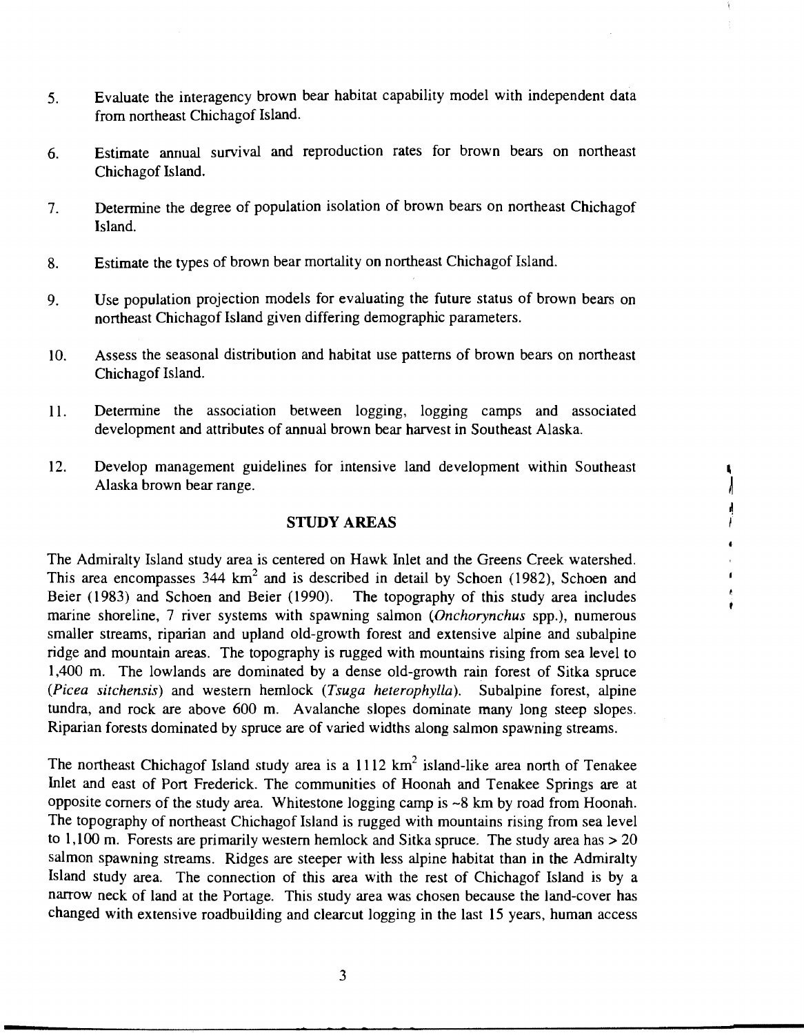5. Evaluate the interagency brown bear habitat capability model with independent data from northeast Chichagof Island.

6. Estimate annual survival and reproduction rates for brown bears on northeast Chichagof Island.

7. Determine the degree of population isolation of brown bears on northeast Chichagof Island.

8. Estimate the types of brown bear mortality on northeast Chichagof Island.

9. Use population projection models for evaluating the future status of brown bears on northeast Chichagof Island given differing demographic parameters.

10. Assess the seasonal distribution and habitat use patterns of brown bears on northeast Chichagof Island.

11. Determine the association between logging, logging camps and associated development and attributes of annual brown bear harvest in Southeast Alaska.

12. Develop management guidelines for intensive land development within Southeast Alaska brown bear range.

## STUDY AREAS

The Admiralty Island study area is centered on Hawk Inlet and the Greens Creek watershed. This area encompasses 344 km$^2$ and is described in detail by Schoen (1982), Schoen and Beier (1983) and Schoen and Beier (1990). The topography of this study area includes marine shoreline, 7 river systems with spawning salmon (*Onchorynchus* spp.), numerous smaller streams, riparian and upland old-growth forest and extensive alpine and subalpine ridge and mountain areas. The topography is rugged with mountains rising from sea level to 1,400 m. The lowlands are dominated by a dense old-growth rain forest of Sitka spruce (*Picea sitchensis*) and western hemlock (*Tsuga heterophylla*). Subalpine forest, alpine tundra, and rock are above 600 m. Avalanche slopes dominate many long steep slopes. Riparian forests dominated by spruce are of varied widths along salmon spawning streams.

The northeast Chichagof Island study area is a 1112 km$^2$ island-like area north of Tenakee Inlet and east of Port Frederick. The communities of Hoonah and Tenakee Springs are at opposite corners of the study area. Whitestone logging camp is ~8 km by road from Hoonah. The topography of northeast Chichagof Island is rugged with mountains rising from sea level to 1,100 m. Forests are primarily western hemlock and Sitka spruce. The study area has > 20 salmon spawning streams. Ridges are steeper with less alpine habitat than in the Admiralty Island study area. The connection of this area with the rest of Chichagof Island is by a narrow neck of land at the Portage. This study area was chosen because the land-cover has changed with extensive roadbuilding and clearcut logging in the last 15 years, human access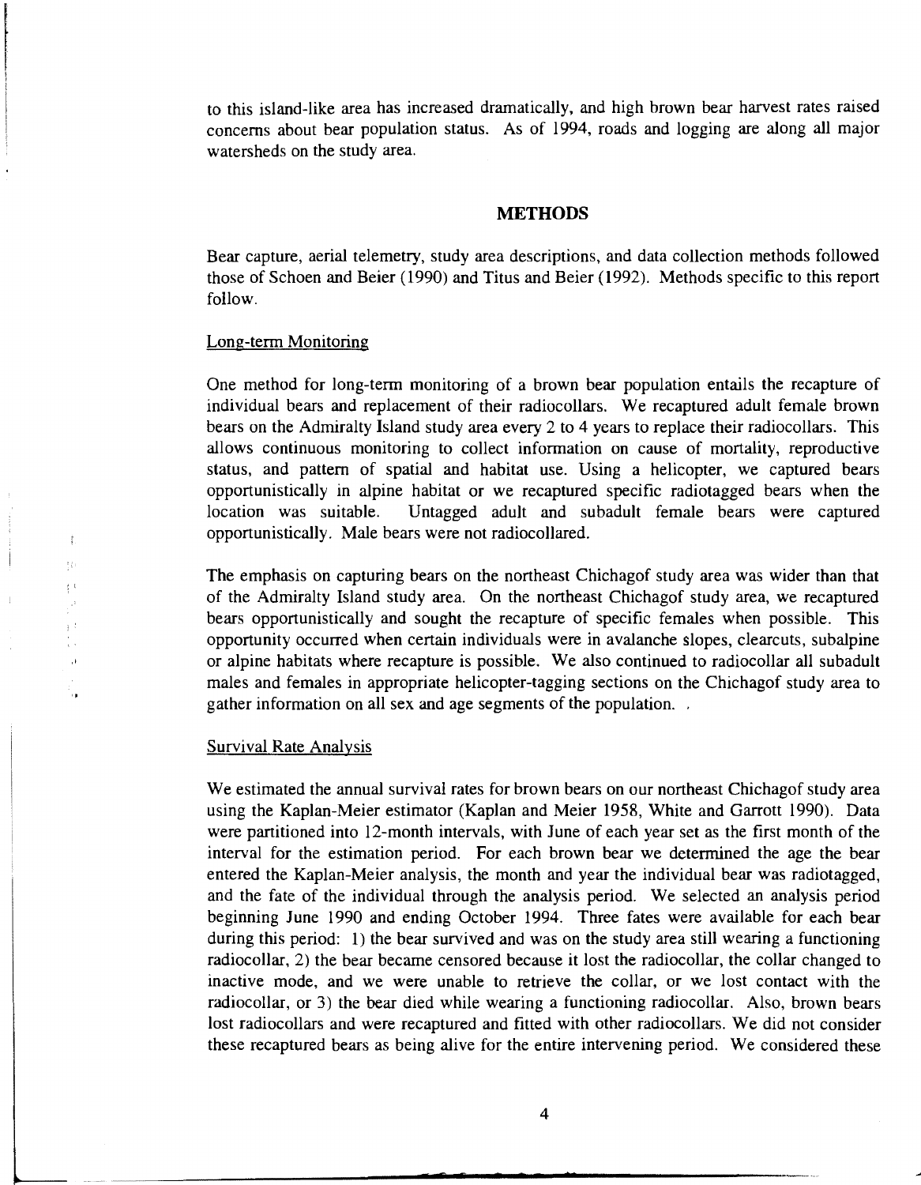to this island-like area has increased dramatically, and high brown bear harvest rates raised concerns about bear population status. As of 1994, roads and logging are along all major watersheds on the study area.

## METHODS

Bear capture, aerial telemetry, study area descriptions, and data collection methods followed those of Schoen and Beier (1990) and Titus and Beier (1992). Methods specific to this report follow.

### Long-term Monitoring

One method for long-term monitoring of a brown bear population entails the recapture of individual bears and replacement of their radiocollars. We recaptured adult female brown bears on the Admiralty Island study area every 2 to 4 years to replace their radiocollars. This allows continuous monitoring to collect information on cause of mortality, reproductive status, and pattern of spatial and habitat use. Using a helicopter, we captured bears opportunistically in alpine habitat or we recaptured specific radiotagged bears when the location was suitable. Untagged adult and subadult female bears were captured opportunistically. Male bears were not radiocollared.

The emphasis on capturing bears on the northeast Chichagof study area was wider than that of the Admiralty Island study area. On the northeast Chichagof study area, we recaptured bears opportunistically and sought the recapture of specific females when possible. This opportunity occurred when certain individuals were in avalanche slopes, clearcuts, subalpine or alpine habitats where recapture is possible. We also continued to radiocollar all subadult males and females in appropriate helicopter-tagging sections on the Chichagof study area to gather information on all sex and age segments of the population. .

### Survival Rate Analysis

We estimated the annual survival rates for brown bears on our northeast Chichagof study area using the Kaplan-Meier estimator (Kaplan and Meier 1958, White and Garrott 1990). Data were partitioned into 12-month intervals, with June of each year set as the first month of the interval for the estimation period. For each brown bear we determined the age the bear entered the Kaplan-Meier analysis, the month and year the individual bear was radiotagged, and the fate of the individual through the analysis period. We selected an analysis period beginning June 1990 and ending October 1994. Three fates were available for each bear during this period: 1) the bear survived and was on the study area still wearing a functioning radiocollar, 2) the bear became censored because it lost the radiocollar, the collar changed to inactive mode, and we were unable to retrieve the collar, or we lost contact with the radiocollar, or 3) the bear died while wearing a functioning radiocollar. Also, brown bears lost radiocollars and were recaptured and fitted with other radiocollars. We did not consider these recaptured bears as being alive for the entire intervening period. We considered these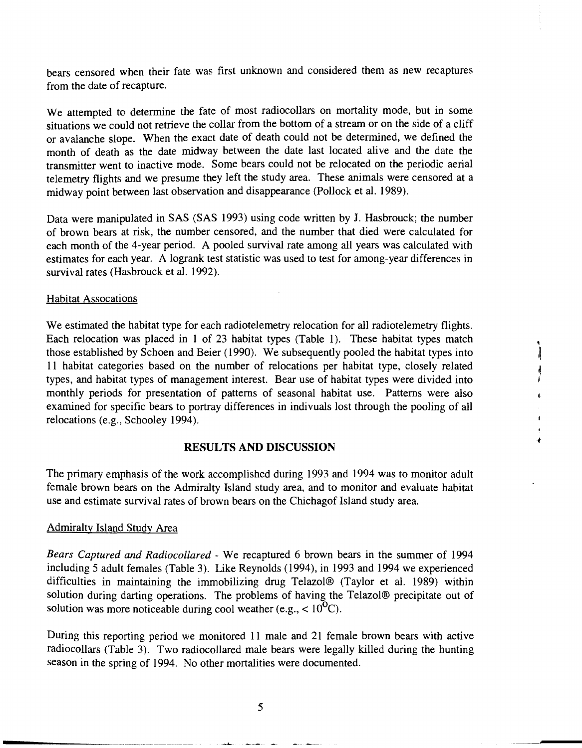bears censored when their fate was first unknown and considered them as new recaptures from the date of recapture.

We attempted to determine the fate of most radiocollars on mortality mode, but in some situations we could not retrieve the collar from the bottom of a stream or on the side of a cliff or avalanche slope. When the exact date of death could not be determined, we defined the month of death as the date midway between the date last located alive and the date the transmitter went to inactive mode. Some bears could not be relocated on the periodic aerial telemetry flights and we presume they left the study area. These animals were censored at a midway point between last observation and disappearance (Pollock et al. 1989).

Data were manipulated in SAS (SAS 1993) using code written by J. Hasbrouck; the number of brown bears at risk, the number censored, and the number that died were calculated for each month of the 4-year period. A pooled survival rate among all years was calculated with estimates for each year. A logrank test statistic was used to test for among-year differences in survival rates (Hasbrouck et al. 1992).

### Habitat Assocations

We estimated the habitat type for each radiotelemetry relocation for all radiotelemetry flights. Each relocation was placed in 1 of 23 habitat types (Table 1). These habitat types match those established by Schoen and Beier (1990). We subsequently pooled the habitat types into 11 habitat categories based on the number of relocations per habitat type, closely related types, and habitat types of management interest. Bear use of habitat types were divided into monthly periods for presentation of patterns of seasonal habitat use. Patterns were also examined for specific bears to portray differences in indivuals lost through the pooling of all relocations (e.g., Schooley 1994).

## RESULTS AND DISCUSSION

The primary emphasis of the work accomplished during 1993 and 1994 was to monitor adult female brown bears on the Admiralty Island study area, and to monitor and evaluate habitat use and estimate survival rates of brown bears on the Chichagof Island study area.

### Admiralty Island Study Area

*Bears Captured and Radiocollared* - We recaptured 6 brown bears in the summer of 1994 including 5 adult females (Table 3). Like Reynolds (1994), in 1993 and 1994 we experienced difficulties in maintaining the immobilizing drug Telazol® (Taylor et al. 1989) within solution during darting operations. The problems of having the Telazol® precipitate out of solution was more noticeable during cool weather (e.g., < $10^{\circ}$C).

During this reporting period we monitored 11 male and 21 female brown bears with active radiocollars (Table 3). Two radiocollared male bears were legally killed during the hunting season in the spring of 1994. No other mortalities were documented.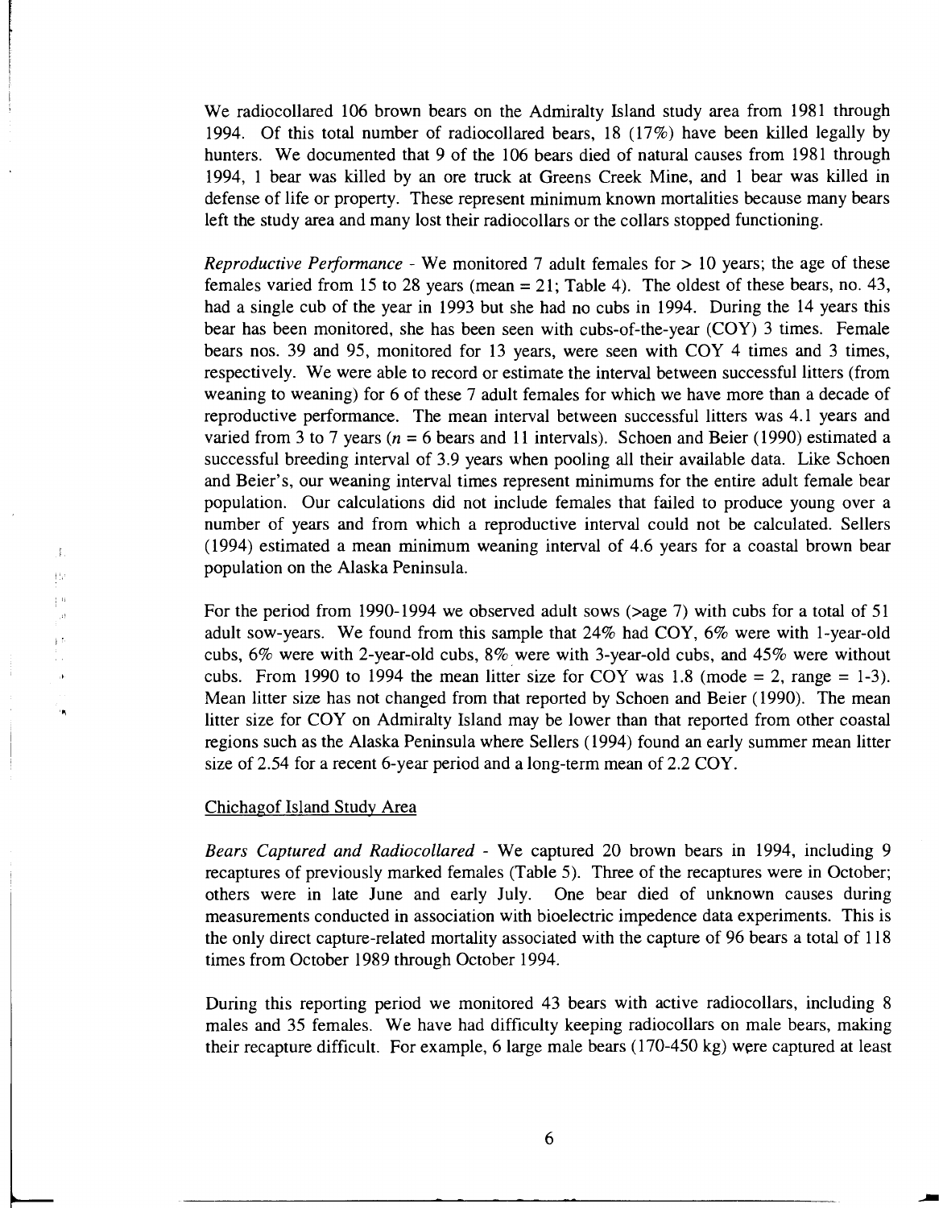We radiocollared 106 brown bears on the Admiralty Island study area from 1981 through 1994. Of this total number of radiocollared bears, 18 (17%) have been killed legally by hunters. We documented that 9 of the 106 bears died of natural causes from 1981 through 1994, 1 bear was killed by an ore truck at Greens Creek Mine, and 1 bear was killed in defense of life or property. These represent minimum known mortalities because many bears left the study area and many lost their radiocollars or the collars stopped functioning.

*Reproductive Performance* - We monitored 7 adult females for > 10 years; the age of these females varied from 15 to 28 years (mean = 21; Table 4). The oldest of these bears, no. 43, had a single cub of the year in 1993 but she had no cubs in 1994. During the 14 years this bear has been monitored, she has been seen with cubs-of-the-year (COY) 3 times. Female bears nos. 39 and 95, monitored for 13 years, were seen with COY 4 times and 3 times, respectively. We were able to record or estimate the interval between successful litters (from weaning to weaning) for 6 of these 7 adult females for which we have more than a decade of reproductive performance. The mean interval between successful litters was 4.1 years and varied from 3 to 7 years ($n$ = 6 bears and 11 intervals). Schoen and Beier (1990) estimated a successful breeding interval of 3.9 years when pooling all their available data. Like Schoen and Beier's, our weaning interval times represent minimums for the entire adult female bear population. Our calculations did not include females that failed to produce young over a number of years and from which a reproductive interval could not be calculated. Sellers (1994) estimated a mean minimum weaning interval of 4.6 years for a coastal brown bear population on the Alaska Peninsula.

For the period from 1990-1994 we observed adult sows (>age 7) with cubs for a total of 51 adult sow-years. We found from this sample that 24% had COY, 6% were with 1-year-old cubs, 6% were with 2-year-old cubs, 8% were with 3-year-old cubs, and 45% were without cubs. From 1990 to 1994 the mean litter size for COY was 1.8 (mode = 2, range = 1-3). Mean litter size has not changed from that reported by Schoen and Beier (1990). The mean litter size for COY on Admiralty Island may be lower than that reported from other coastal regions such as the Alaska Peninsula where Sellers (1994) found an early summer mean litter size of 2.54 for a recent 6-year period and a long-term mean of 2.2 COY.

Chichagof Island Study Area

*Bears Captured and Radiocollared* - We captured 20 brown bears in 1994, including 9 recaptures of previously marked females (Table 5). Three of the recaptures were in October; others were in late June and early July. One bear died of unknown causes during measurements conducted in association with bioelectric impedence data experiments. This is the only direct capture-related mortality associated with the capture of 96 bears a total of 118 times from October 1989 through October 1994.

During this reporting period we monitored 43 bears with active radiocollars, including 8 males and 35 females. We have had difficulty keeping radiocollars on male bears, making their recapture difficult. For example, 6 large male bears (170-450 kg) were captured at least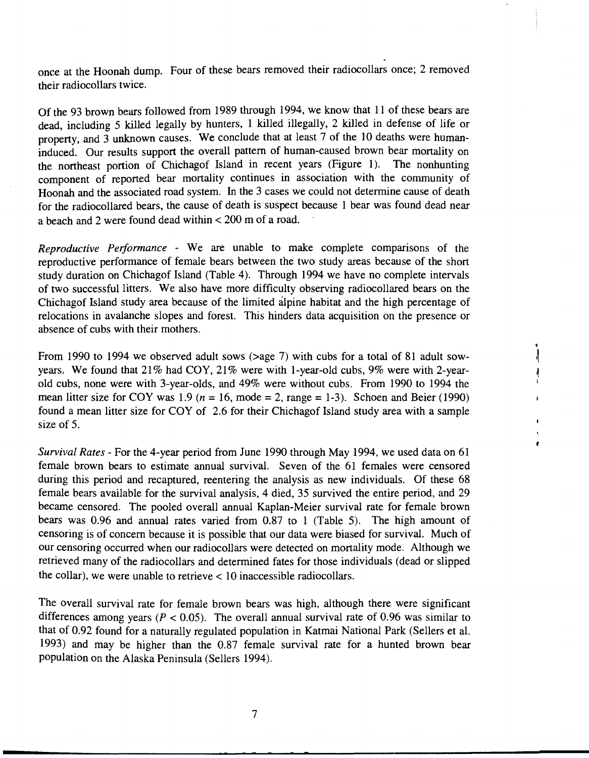once at the Hoonah dump. Four of these bears removed their radiocollars once; 2 removed their radiocollars twice.

Of the 93 brown bears followed from 1989 through 1994, we know that 11 of these bears are dead, including 5 killed legally by hunters, 1 killed illegally, 2 killed in defense of life or property, and 3 unknown causes. We conclude that at least 7 of the 10 deaths were human-induced. Our results support the overall pattern of human-caused brown bear mortality on the northeast portion of Chichagof Island in recent years (Figure 1). The nonhunting component of reported bear mortality continues in association with the community of Hoonah and the associated road system. In the 3 cases we could not determine cause of death for the radiocollared bears, the cause of death is suspect because 1 bear was found dead near a beach and 2 were found dead within < 200 m of a road.

*Reproductive Performance* - We are unable to make complete comparisons of the reproductive performance of female bears between the two study areas because of the short study duration on Chichagof Island (Table 4). Through 1994 we have no complete intervals of two successful litters. We also have more difficulty observing radiocollared bears on the Chichagof Island study area because of the limited alpine habitat and the high percentage of relocations in avalanche slopes and forest. This hinders data acquisition on the presence or absence of cubs with their mothers.

From 1990 to 1994 we observed adult sows (>age 7) with cubs for a total of 81 adult sow-years. We found that 21% had COY, 21% were with 1-year-old cubs, 9% were with 2-year-old cubs, none were with 3-year-olds, and 49% were without cubs. From 1990 to 1994 the mean litter size for COY was 1.9 ($n$ = 16, mode = 2, range = 1-3). Schoen and Beier (1990) found a mean litter size for COY of 2.6 for their Chichagof Island study area with a sample size of 5.

*Survival Rates* - For the 4-year period from June 1990 through May 1994, we used data on 61 female brown bears to estimate annual survival. Seven of the 61 females were censored during this period and recaptured, reentering the analysis as new individuals. Of these 68 female bears available for the survival analysis, 4 died, 35 survived the entire period, and 29 became censored. The pooled overall annual Kaplan-Meier survival rate for female brown bears was 0.96 and annual rates varied from 0.87 to 1 (Table 5). The high amount of censoring is of concern because it is possible that our data were biased for survival. Much of our censoring occurred when our radiocollars were detected on mortality mode. Although we retrieved many of the radiocollars and determined fates for those individuals (dead or slipped the collar), we were unable to retrieve < 10 inaccessible radiocollars.

The overall survival rate for female brown bears was high, although there were significant differences among years ($P < 0.05$). The overall annual survival rate of 0.96 was similar to that of 0.92 found for a naturally regulated population in Katmai National Park (Sellers et al. 1993) and may be higher than the 0.87 female survival rate for a hunted brown bear population on the Alaska Peninsula (Sellers 1994).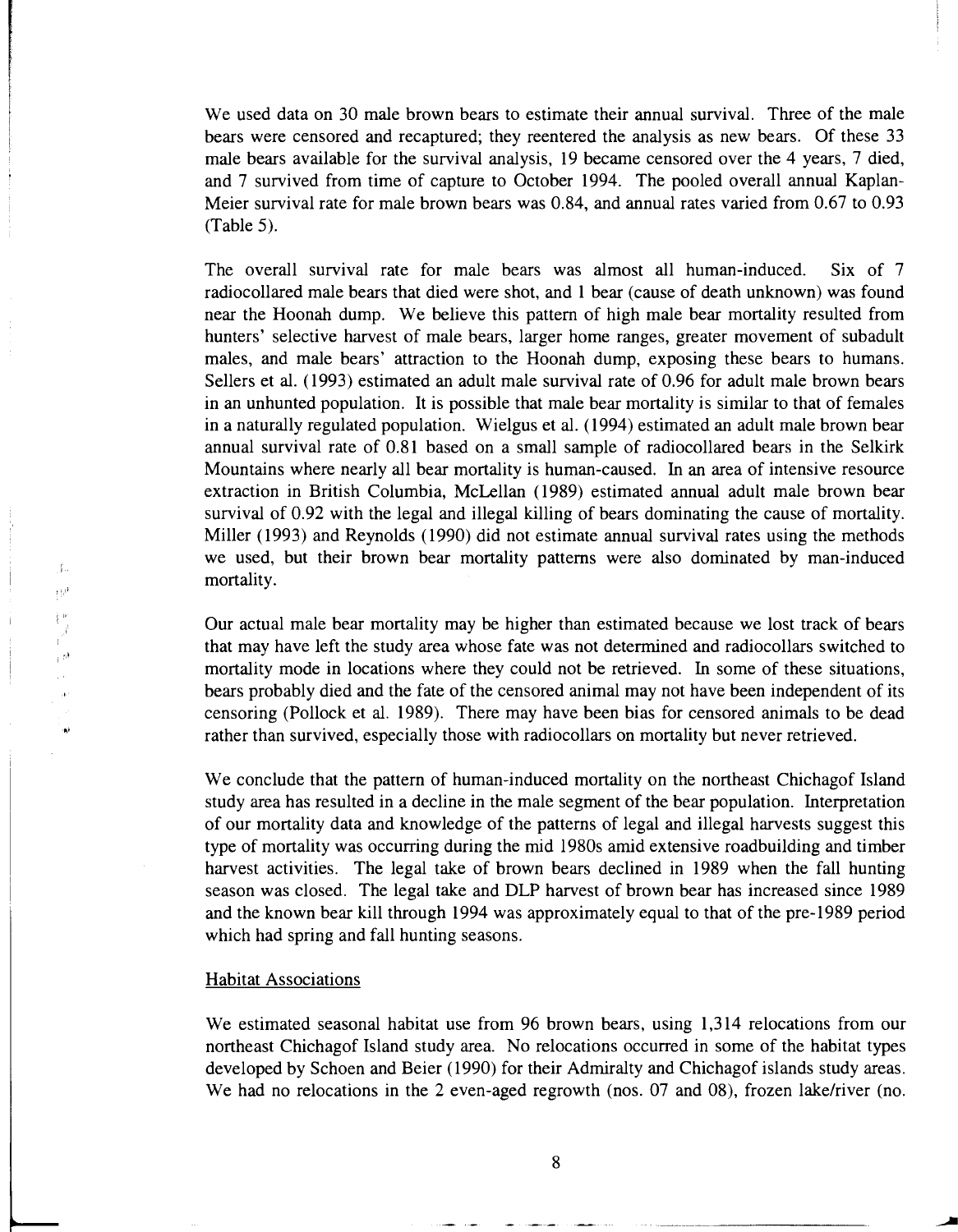We used data on 30 male brown bears to estimate their annual survival. Three of the male bears were censored and recaptured; they reentered the analysis as new bears. Of these 33 male bears available for the survival analysis, 19 became censored over the 4 years, 7 died, and 7 survived from time of capture to October 1994. The pooled overall annual Kaplan-Meier survival rate for male brown bears was 0.84, and annual rates varied from 0.67 to 0.93 (Table 5).

The overall survival rate for male bears was almost all human-induced. Six of 7 radiocollared male bears that died were shot, and 1 bear (cause of death unknown) was found near the Hoonah dump. We believe this pattern of high male bear mortality resulted from hunters' selective harvest of male bears, larger home ranges, greater movement of subadult males, and male bears' attraction to the Hoonah dump, exposing these bears to humans. Sellers et al. (1993) estimated an adult male survival rate of 0.96 for adult male brown bears in an unhunted population. It is possible that male bear mortality is similar to that of females in a naturally regulated population. Wielgus et al. (1994) estimated an adult male brown bear annual survival rate of 0.81 based on a small sample of radiocollared bears in the Selkirk Mountains where nearly all bear mortality is human-caused. In an area of intensive resource extraction in British Columbia, McLellan (1989) estimated annual adult male brown bear survival of 0.92 with the legal and illegal killing of bears dominating the cause of mortality. Miller (1993) and Reynolds (1990) did not estimate annual survival rates using the methods we used, but their brown bear mortality patterns were also dominated by man-induced mortality.

Our actual male bear mortality may be higher than estimated because we lost track of bears that may have left the study area whose fate was not determined and radiocollars switched to mortality mode in locations where they could not be retrieved. In some of these situations, bears probably died and the fate of the censored animal may not have been independent of its censoring (Pollock et al. 1989). There may have been bias for censored animals to be dead rather than survived, especially those with radiocollars on mortality but never retrieved.

We conclude that the pattern of human-induced mortality on the northeast Chichagof Island study area has resulted in a decline in the male segment of the bear population. Interpretation of our mortality data and knowledge of the patterns of legal and illegal harvests suggest this type of mortality was occurring during the mid 1980s amid extensive roadbuilding and timber harvest activities. The legal take of brown bears declined in 1989 when the fall hunting season was closed. The legal take and DLP harvest of brown bear has increased since 1989 and the known bear kill through 1994 was approximately equal to that of the pre-1989 period which had spring and fall hunting seasons.

## Habitat Associations

We estimated seasonal habitat use from 96 brown bears, using 1,314 relocations from our northeast Chichagof Island study area. No relocations occurred in some of the habitat types developed by Schoen and Beier (1990) for their Admiralty and Chichagof islands study areas. We had no relocations in the 2 even-aged regrowth (nos. 07 and 08), frozen lake/river (no.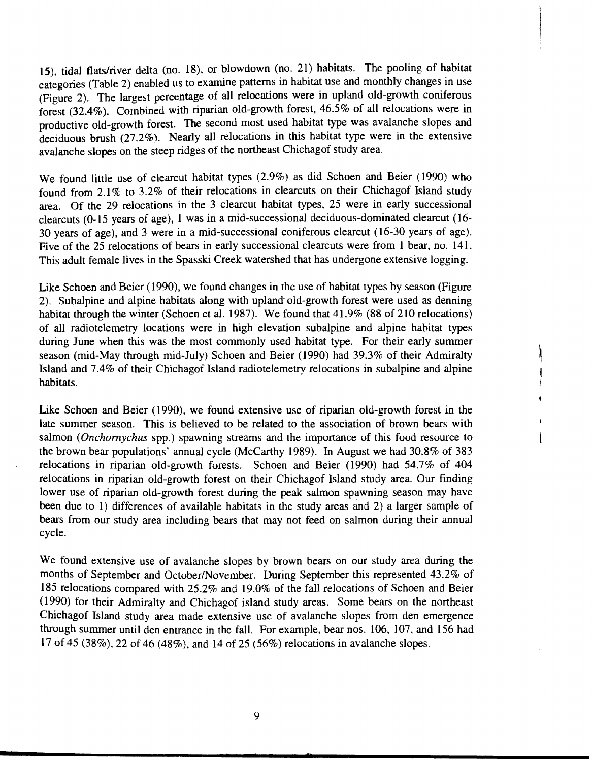15), tidal flats/river delta (no. 18), or blowdown (no. 21) habitats. The pooling of habitat categories (Table 2) enabled us to examine patterns in habitat use and monthly changes in use (Figure 2). The largest percentage of all relocations were in upland old-growth coniferous forest (32.4%). Combined with riparian old-growth forest, 46.5% of all relocations were in productive old-growth forest. The second most used habitat type was avalanche slopes and deciduous brush (27.2%). Nearly all relocations in this habitat type were in the extensive avalanche slopes on the steep ridges of the northeast Chichagof study area.

We found little use of clearcut habitat types (2.9%) as did Schoen and Beier (1990) who found from 2.1% to 3.2% of their relocations in clearcuts on their Chichagof Island study area. Of the 29 relocations in the 3 clearcut habitat types, 25 were in early successional clearcuts (0-15 years of age), 1 was in a mid-successional deciduous-dominated clearcut (16-30 years of age), and 3 were in a mid-successional coniferous clearcut (16-30 years of age). Five of the 25 relocations of bears in early successional clearcuts were from 1 bear, no. 141. This adult female lives in the Spasski Creek watershed that has undergone extensive logging.

Like Schoen and Beier (1990), we found changes in the use of habitat types by season (Figure 2). Subalpine and alpine habitats along with upland old-growth forest were used as denning habitat through the winter (Schoen et al. 1987). We found that 41.9% (88 of 210 relocations) of all radiotelemetry locations were in high elevation subalpine and alpine habitat types during June when this was the most commonly used habitat type. For their early summer season (mid-May through mid-July) Schoen and Beier (1990) had 39.3% of their Admiralty Island and 7.4% of their Chichagof Island radiotelemetry relocations in subalpine and alpine habitats.

Like Schoen and Beier (1990), we found extensive use of riparian old-growth forest in the late summer season. This is believed to be related to the association of brown bears with salmon (*Onchornychus* spp.) spawning streams and the importance of this food resource to the brown bear populations' annual cycle (McCarthy 1989). In August we had 30.8% of 383 relocations in riparian old-growth forests. Schoen and Beier (1990) had 54.7% of 404 relocations in riparian old-growth forest on their Chichagof Island study area. Our finding lower use of riparian old-growth forest during the peak salmon spawning season may have been due to 1) differences of available habitats in the study areas and 2) a larger sample of bears from our study area including bears that may not feed on salmon during their annual cycle.

We found extensive use of avalanche slopes by brown bears on our study area during the months of September and October/November. During September this represented 43.2% of 185 relocations compared with 25.2% and 19.0% of the fall relocations of Schoen and Beier (1990) for their Admiralty and Chichagof island study areas. Some bears on the northeast Chichagof Island study area made extensive use of avalanche slopes from den emergence through summer until den entrance in the fall. For example, bear nos. 106, 107, and 156 had 17 of 45 (38%), 22 of 46 (48%), and 14 of 25 (56%) relocations in avalanche slopes.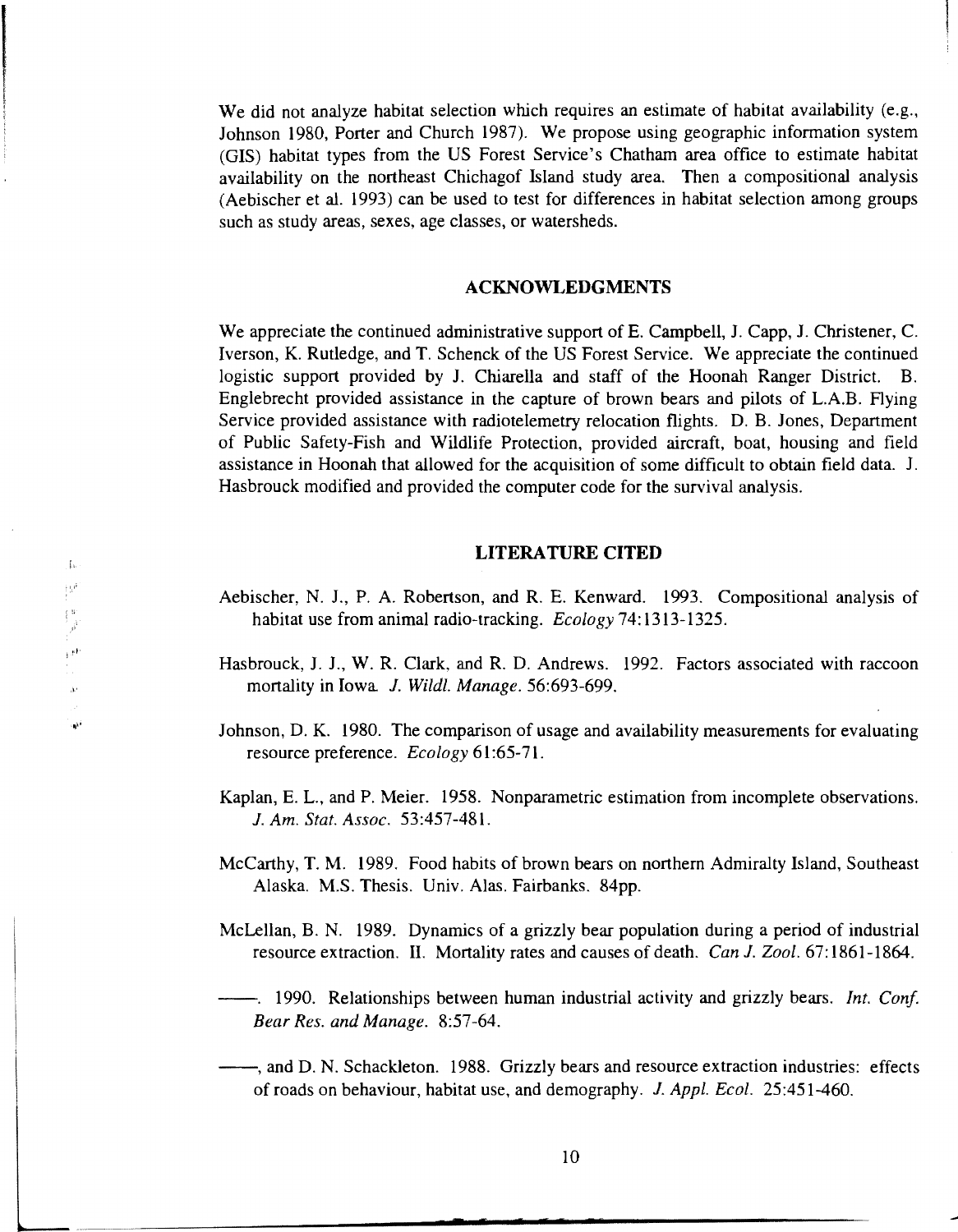We did not analyze habitat selection which requires an estimate of habitat availability (e.g., Johnson 1980, Porter and Church 1987). We propose using geographic information system (GIS) habitat types from the US Forest Service's Chatham area office to estimate habitat availability on the northeast Chichagof Island study area. Then a compositional analysis (Aebischer et al. 1993) can be used to test for differences in habitat selection among groups such as study areas, sexes, age classes, or watersheds.

## ACKNOWLEDGMENTS

We appreciate the continued administrative support of E. Campbell, J. Capp, J. Christener, C. Iverson, K. Rutledge, and T. Schenck of the US Forest Service. We appreciate the continued logistic support provided by J. Chiarella and staff of the Hoonah Ranger District. B. Englebrecht provided assistance in the capture of brown bears and pilots of L.A.B. Flying Service provided assistance with radiotelemetry relocation flights. D. B. Jones, Department of Public Safety-Fish and Wildlife Protection, provided aircraft, boat, housing and field assistance in Hoonah that allowed for the acquisition of some difficult to obtain field data. J. Hasbrouck modified and provided the computer code for the survival analysis.

## LITERATURE CITED

Aebischer, N. J., P. A. Robertson, and R. E. Kenward. 1993. Compositional analysis of habitat use from animal radio-tracking. *Ecology* 74:1313-1325.

Hasbrouck, J. J., W. R. Clark, and R. D. Andrews. 1992. Factors associated with raccoon mortality in Iowa. *J. Wildl. Manage.* 56:693-699.

Johnson, D. K. 1980. The comparison of usage and availability measurements for evaluating resource preference. *Ecology* 61:65-71.

Kaplan, E. L., and P. Meier. 1958. Nonparametric estimation from incomplete observations. *J. Am. Stat. Assoc.* 53:457-481.

McCarthy, T. M. 1989. Food habits of brown bears on northern Admiralty Island, Southeast Alaska. M.S. Thesis. Univ. Alas. Fairbanks. 84pp.

McLellan, B. N. 1989. Dynamics of a grizzly bear population during a period of industrial resource extraction. II. Mortality rates and causes of death. *Can J. Zool.* 67:1861-1864.

——. 1990. Relationships between human industrial activity and grizzly bears. *Int. Conf. Bear Res. and Manage.* 8:57-64.

——, and D. N. Schackleton. 1988. Grizzly bears and resource extraction industries: effects of roads on behaviour, habitat use, and demography. *J. Appl. Ecol.* 25:451-460.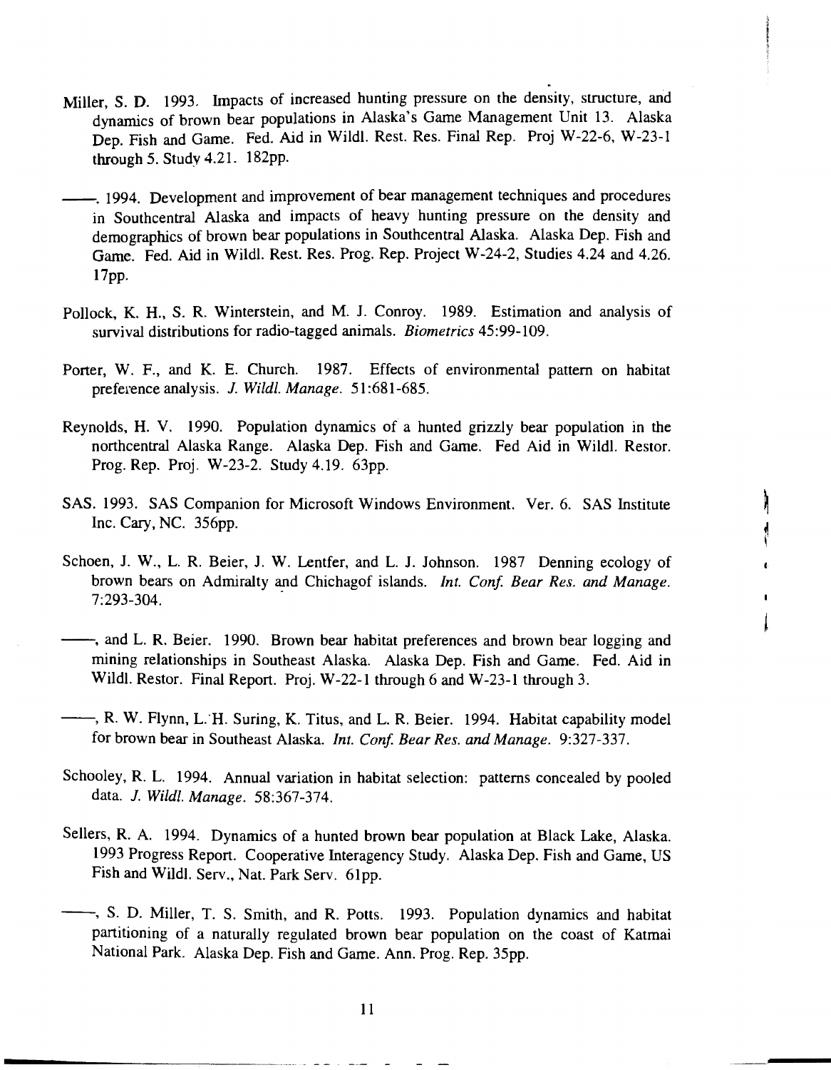Miller, S. D. 1993. Impacts of increased hunting pressure on the density, structure, and dynamics of brown bear populations in Alaska's Game Management Unit 13. Alaska Dep. Fish and Game. Fed. Aid in Wildl. Rest. Res. Final Rep. Proj W-22-6, W-23-1 through 5. Study 4.21. 182pp.

——. 1994. Development and improvement of bear management techniques and procedures in Southcentral Alaska and impacts of heavy hunting pressure on the density and demographics of brown bear populations in Southcentral Alaska. Alaska Dep. Fish and Game. Fed. Aid in Wildl. Rest. Res. Prog. Rep. Project W-24-2, Studies 4.24 and 4.26. 17pp.

Pollock, K. H., S. R. Winterstein, and M. J. Conroy. 1989. Estimation and analysis of survival distributions for radio-tagged animals. *Biometrics* 45:99-109.

Porter, W. F., and K. E. Church. 1987. Effects of environmental pattern on habitat preference analysis. *J. Wildl. Manage.* 51:681-685.

Reynolds, H. V. 1990. Population dynamics of a hunted grizzly bear population in the northcentral Alaska Range. Alaska Dep. Fish and Game. Fed Aid in Wildl. Restor. Prog. Rep. Proj. W-23-2. Study 4.19. 63pp.

SAS. 1993. SAS Companion for Microsoft Windows Environment. Ver. 6. SAS Institute Inc. Cary, NC. 356pp.

Schoen, J. W., L. R. Beier, J. W. Lentfer, and L. J. Johnson. 1987 Denning ecology of brown bears on Admiralty and Chichagof islands. *Int. Conf. Bear Res. and Manage.* 7:293-304.

——, and L. R. Beier. 1990. Brown bear habitat preferences and brown bear logging and mining relationships in Southeast Alaska. Alaska Dep. Fish and Game. Fed. Aid in Wildl. Restor. Final Report. Proj. W-22-1 through 6 and W-23-1 through 3.

——, R. W. Flynn, L. H. Suring, K. Titus, and L. R. Beier. 1994. Habitat capability model for brown bear in Southeast Alaska. *Int. Conf. Bear Res. and Manage.* 9:327-337.

Schooley, R. L. 1994. Annual variation in habitat selection: patterns concealed by pooled data. *J. Wildl. Manage.* 58:367-374.

Sellers, R. A. 1994. Dynamics of a hunted brown bear population at Black Lake, Alaska. 1993 Progress Report. Cooperative Interagency Study. Alaska Dep. Fish and Game, US Fish and Wildl. Serv., Nat. Park Serv. 61pp.

——, S. D. Miller, T. S. Smith, and R. Potts. 1993. Population dynamics and habitat partitioning of a naturally regulated brown bear population on the coast of Katmai National Park. Alaska Dep. Fish and Game. Ann. Prog. Rep. 35pp.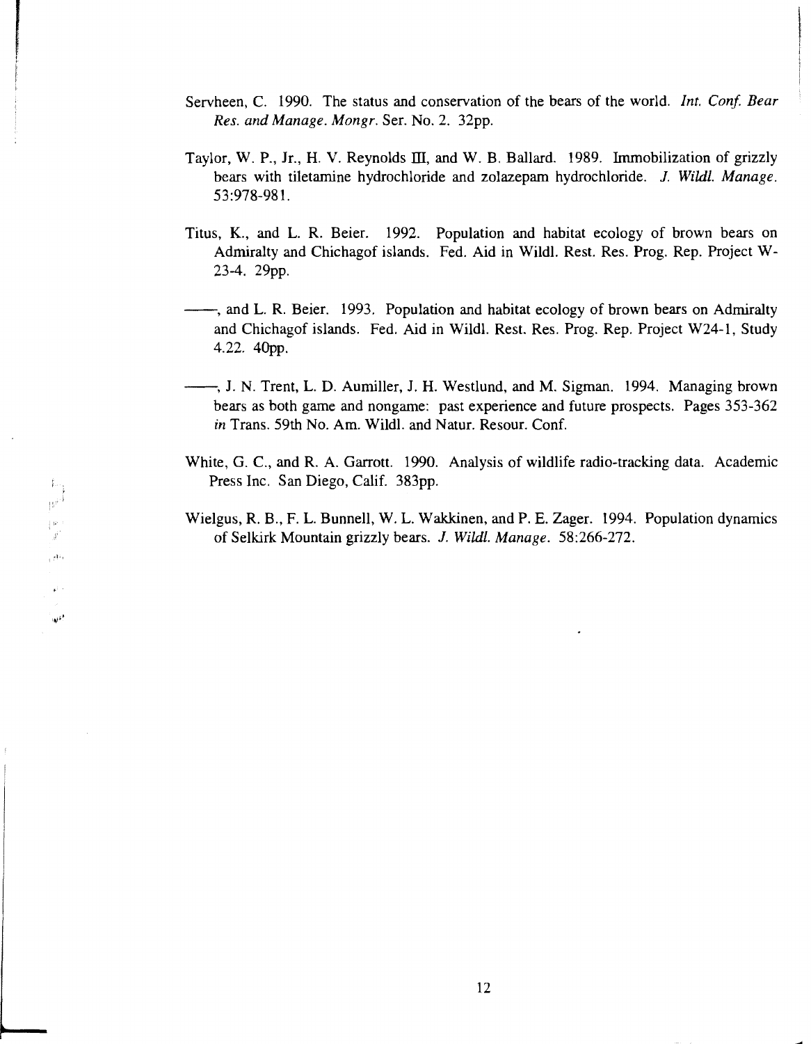Servheen, C. 1990. The status and conservation of the bears of the world. *Int. Conf. Bear Res. and Manage. Mongr.* Ser. No. 2. 32pp.

Taylor, W. P., Jr., H. V. Reynolds III, and W. B. Ballard. 1989. Immobilization of grizzly bears with tiletamine hydrochloride and zolazepam hydrochloride. *J. Wildl. Manage.* 53:978-981.

Titus, K., and L. R. Beier. 1992. Population and habitat ecology of brown bears on Admiralty and Chichagof islands. Fed. Aid in Wildl. Rest. Res. Prog. Rep. Project W-23-4. 29pp.

——, and L. R. Beier. 1993. Population and habitat ecology of brown bears on Admiralty and Chichagof islands. Fed. Aid in Wildl. Rest. Res. Prog. Rep. Project W24-1, Study 4.22. 40pp.

——, J. N. Trent, L. D. Aumiller, J. H. Westlund, and M. Sigman. 1994. Managing brown bears as both game and nongame: past experience and future prospects. Pages 353-362 *in* Trans. 59th No. Am. Wildl. and Natur. Resour. Conf.

White, G. C., and R. A. Garrott. 1990. Analysis of wildlife radio-tracking data. Academic Press Inc. San Diego, Calif. 383pp.

Wielgus, R. B., F. L. Bunnell, W. L. Wakkinen, and P. E. Zager. 1994. Population dynamics of Selkirk Mountain grizzly bears. *J. Wildl. Manage.* 58:266-272.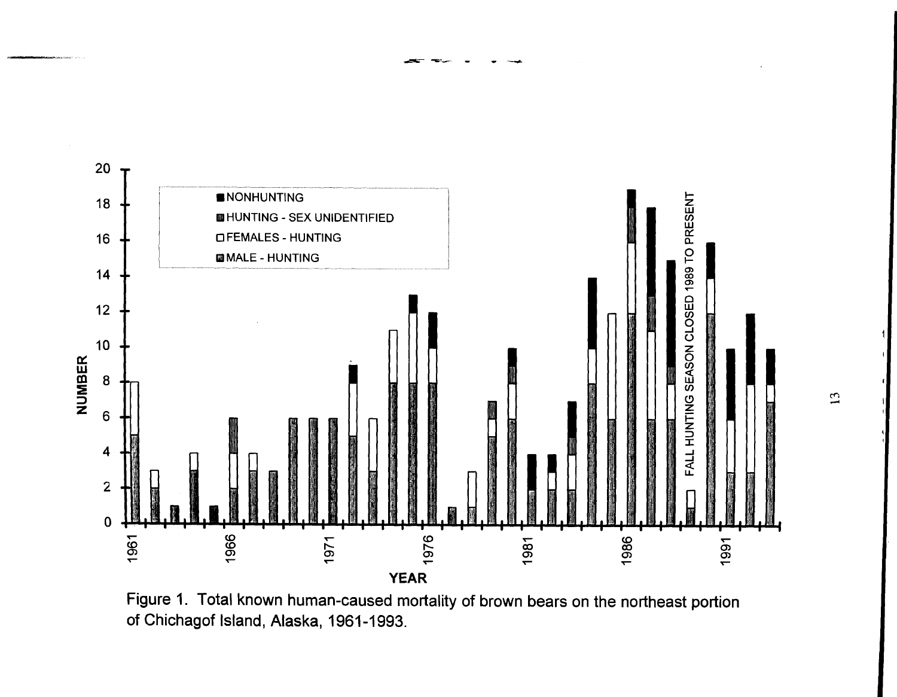Figure 1. Total known human-caused mortality of brown bears on the northeast portion of Chichagof Island, Alaska, 1961-1993.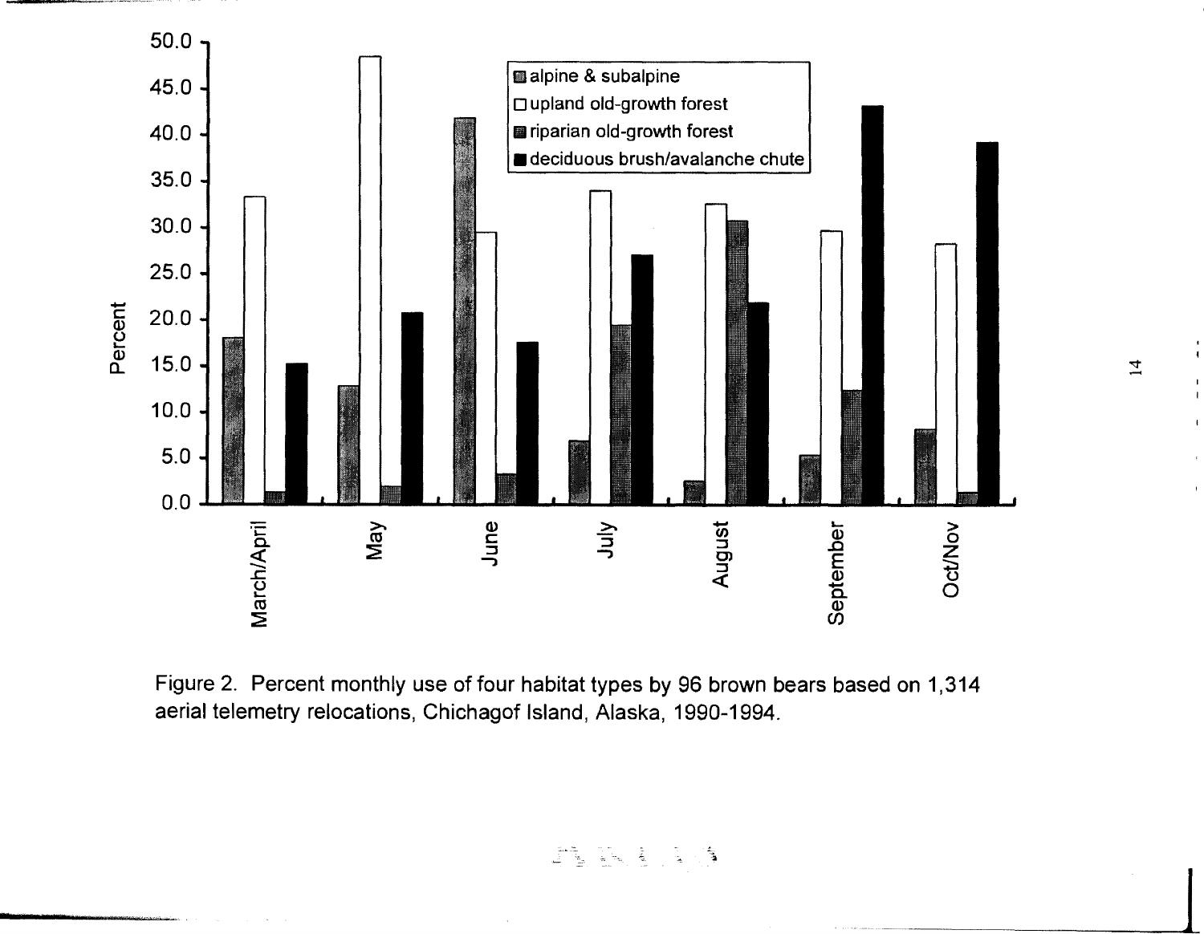Figure 2. Percent monthly use of four habitat types by 96 brown bears based on 1,314 aerial telemetry relocations, Chichagof Island, Alaska, 1990-1994.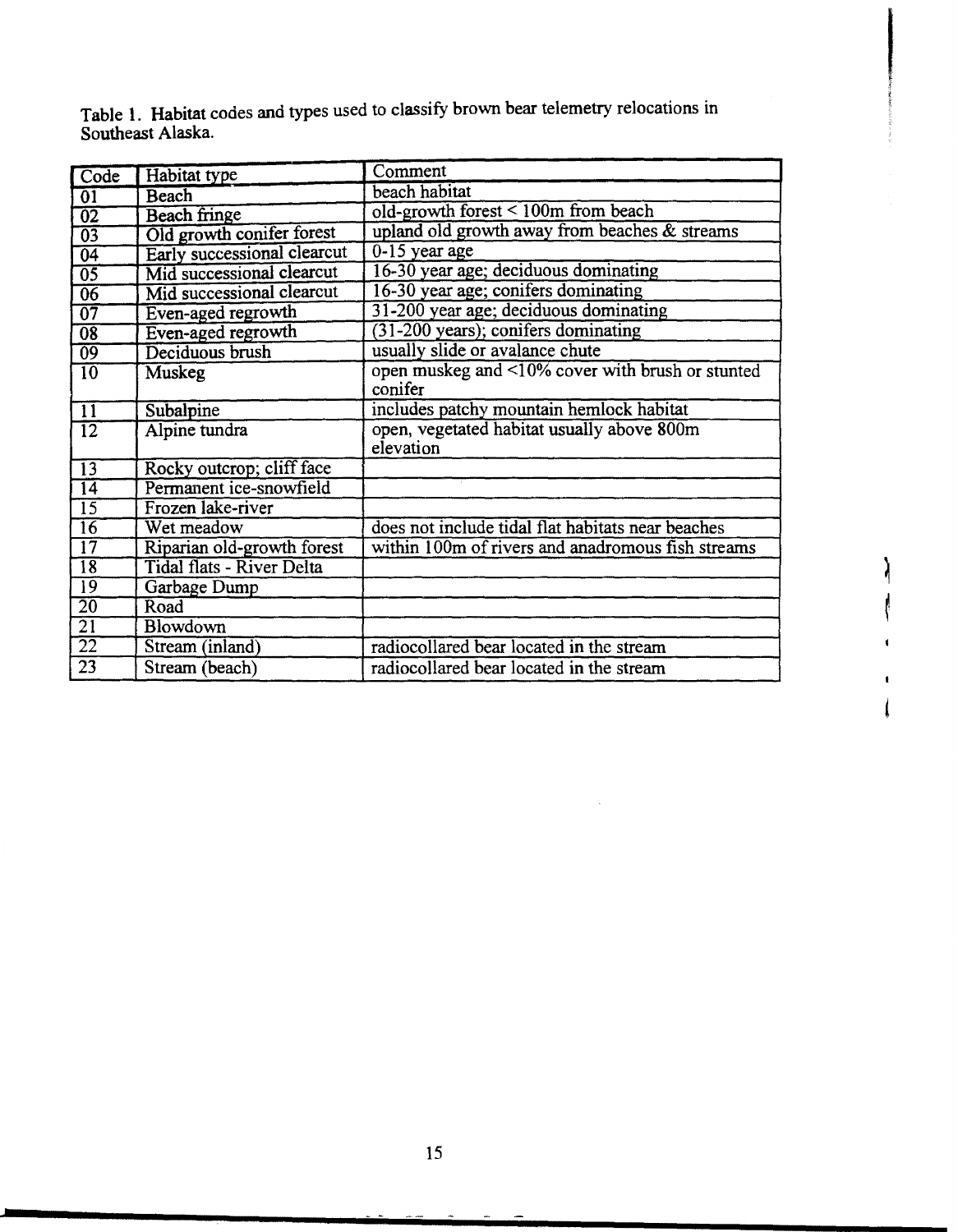Table 1. Habitat codes and types used to classify brown bear telemetry relocations in Southeast Alaska.

| Code | Habitat type | Comment |
|---|---|---|
| 01 | Beach | beach habitat |
| 02 | Beach fringe | old-growth forest < 100m from beach |
| 03 | Old growth conifer forest | upland old growth away from beaches & streams |
| 04 | Early successional clearcut | 0-15 year age |
| 05 | Mid successional clearcut | 16-30 year age; deciduous dominating |
| 06 | Mid successional clearcut | 16-30 year age; conifers dominating |
| 07 | Even-aged regrowth | 31-200 year age; deciduous dominating |
| 08 | Even-aged regrowth | (31-200 years); conifers dominating |
| 09 | Deciduous brush | usually slide or avalance chute |
| 10 | Muskeg | open muskeg and <10% cover with brush or stunted conifer |
| 11 | Subalpine | includes patchy mountain hemlock habitat |
| 12 | Alpine tundra | open, vegetated habitat usually above 800m elevation |
| 13 | Rocky outcrop; cliff face | |
| 14 | Permanent ice-snowfield | |
| 15 | Frozen lake-river | |
| 16 | Wet meadow | does not include tidal flat habitats near beaches |
| 17 | Riparian old-growth forest | within 100m of rivers and anadromous fish streams |
| 18 | Tidal flats - River Delta | |
| 19 | Garbage Dump | |
| 20 | Road | |
| 21 | Blowdown | |
| 22 | Stream (inland) | radiocollared bear located in the stream |
| 23 | Stream (beach) | radiocollared bear located in the stream |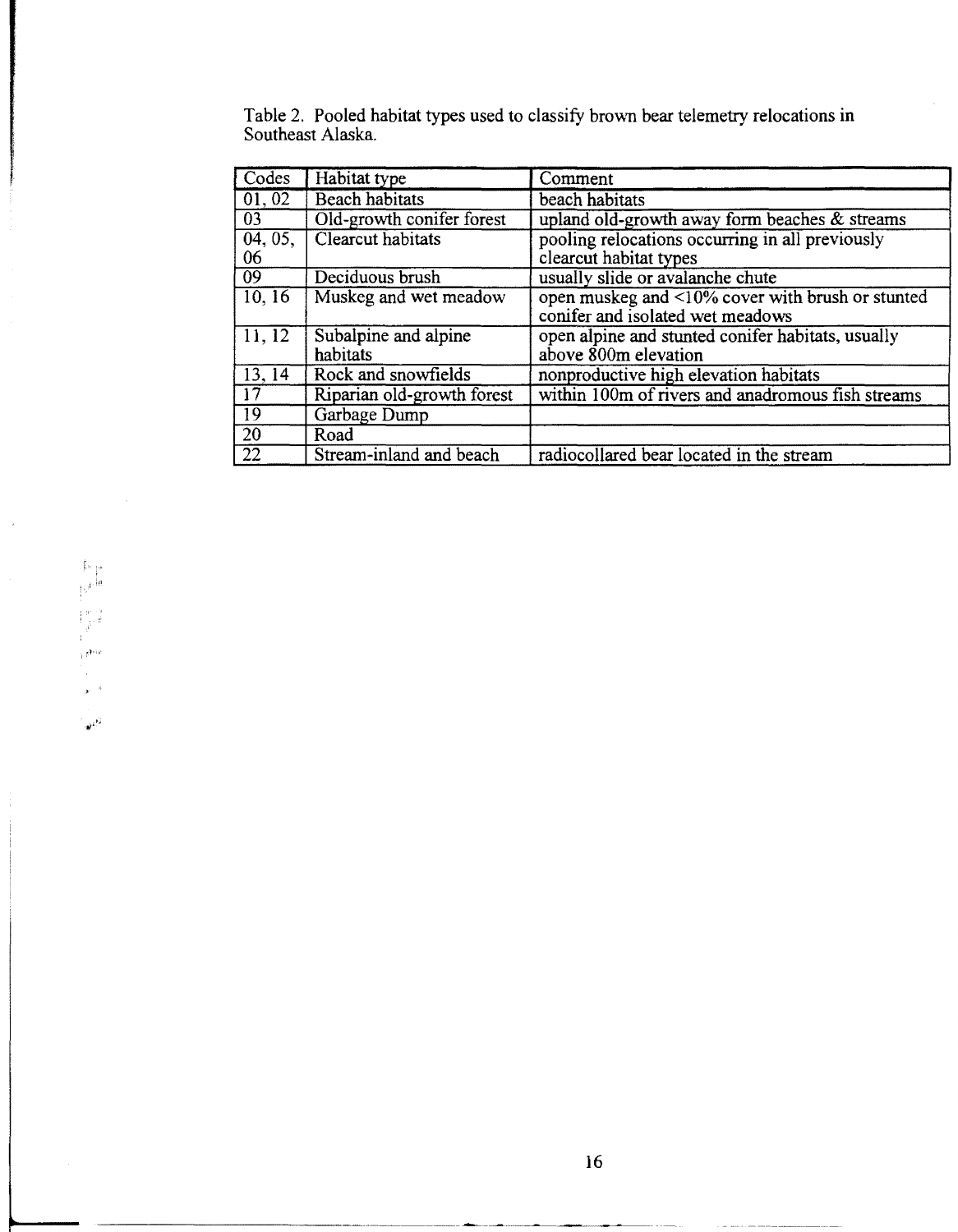Table 2. Pooled habitat types used to classify brown bear telemetry relocations in Southeast Alaska.

| Codes | Habitat type | Comment |
| --- | --- | --- |
| 01, 02 | Beach habitats | beach habitats |
| 03 | Old-growth conifer forest | upland old-growth away form beaches & streams |
| 04, 05, 06 | Clearcut habitats | pooling relocations occurring in all previously clearcut habitat types |
| 09 | Deciduous brush | usually slide or avalanche chute |
| 10, 16 | Muskeg and wet meadow | open muskeg and <10% cover with brush or stunted conifer and isolated wet meadows |
| 11, 12 | Subalpine and alpine habitats | open alpine and stunted conifer habitats, usually above 800m elevation |
| 13, 14 | Rock and snowfields | nonproductive high elevation habitats |
| 17 | Riparian old-growth forest | within 100m of rivers and anadromous fish streams |
| 19 | Garbage Dump | |
| 20 | Road | |
| 22 | Stream-inland and beach | radiocollared bear located in the stream |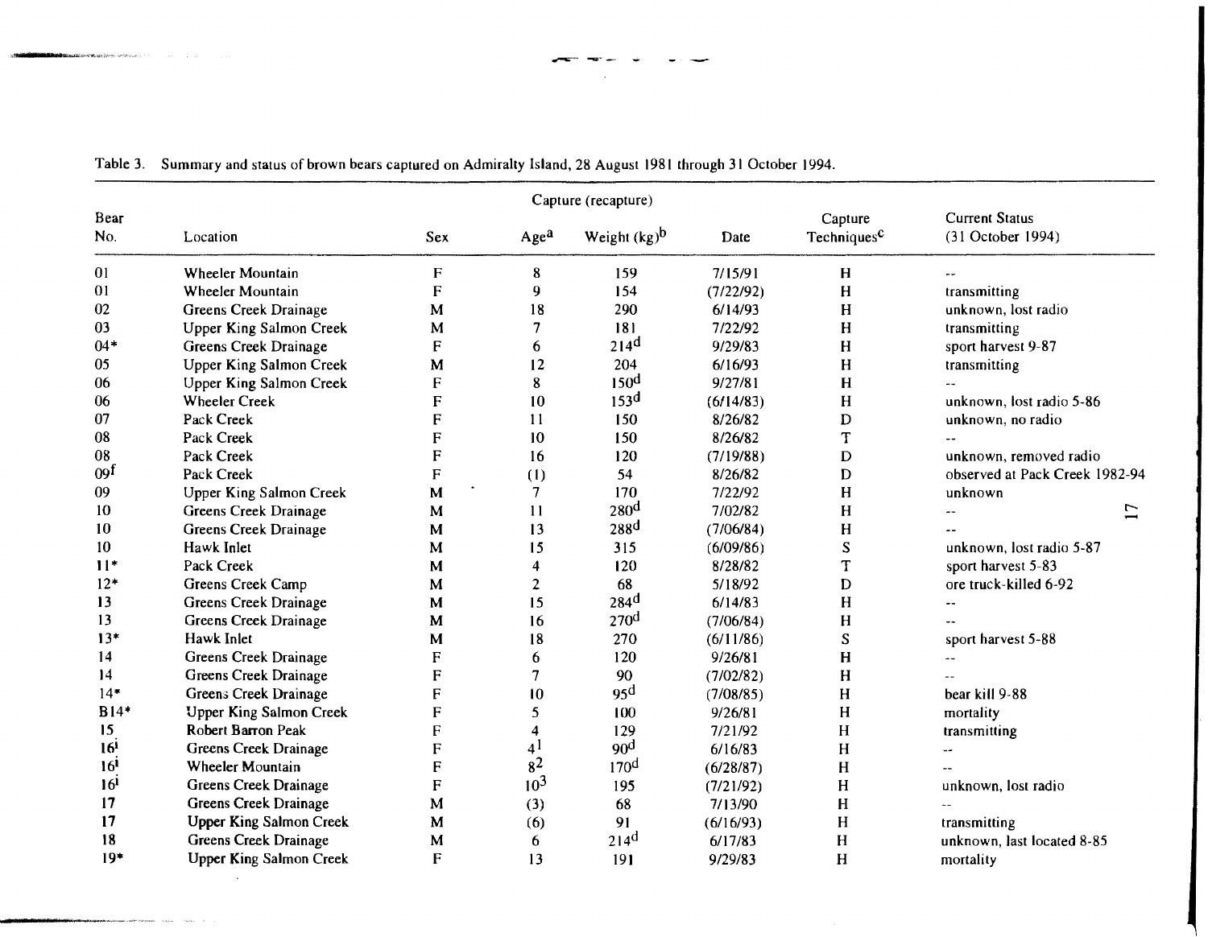Table 3. Summary and status of brown bears captured on Admiralty Island, 28 August 1981 through 31 October 1994.

| Bear No. | Location | Sex | Age[a] | Weight (kg)[b] | Date | Capture Techniques[c] | Current Status (31 October 1994) |
|---|---|---|---|---|---|---|---|
| | | | Capture (recapture) | | | | |
| 01 | Wheeler Mountain | F | 8 | 159 | 7/15/91 | H | -- |
| 01 | Wheeler Mountain | F | 9 | 154 | (7/22/92) | H | transmitting |
| 02 | Greens Creek Drainage | M | 18 | 290 | 6/14/93 | H | unknown, lost radio |
| 03 | Upper King Salmon Creek | M | 7 | 181 | 7/22/92 | H | transmitting |
| 04* | Greens Creek Drainage | F | 6 | 214[d] | 9/29/83 | H | sport harvest 9-87 |
| 05 | Upper King Salmon Creek | M | 12 | 204 | 6/16/93 | H | transmitting |
| 06 | Upper King Salmon Creek | F | 8 | 150[d] | 9/27/81 | H | -- |
| 06 | Wheeler Creek | F | 10 | 153[d] | (6/14/83) | H | unknown, lost radio 5-86 |
| 07 | Pack Creek | F | 11 | 150 | 8/26/82 | D | unknown, no radio |
| 08 | Pack Creek | F | 10 | 150 | 8/26/82 | T | -- |
| 08 | Pack Creek | F | 16 | 120 | (7/19/88) | D | unknown, removed radio |
| 09[f] | Pack Creek | F | (1) | 54 | 8/26/82 | D | observed at Pack Creek 1982-94 |
| 09 | Upper King Salmon Creek | M | 7 | 170 | 7/22/92 | H | unknown |
| 10 | Greens Creek Drainage | M | 11 | 280[d] | 7/02/82 | H | -- |
| 10 | Greens Creek Drainage | M | 13 | 288[d] | (7/06/84) | H | -- |
| 10 | Hawk Inlet | M | 15 | 315 | (6/09/86) | S | unknown, lost radio 5-87 |
| 11* | Pack Creek | M | 4 | 120 | 8/28/82 | T | sport harvest 5-83 |
| 12* | Greens Creek Camp | M | 2 | 68 | 5/18/92 | D | ore truck-killed 6-92 |
| 13 | Greens Creek Drainage | M | 15 | 284[d] | 6/14/83 | H | -- |
| 13 | Greens Creek Drainage | M | 16 | 270[d] | (7/06/84) | H | -- |
| 13* | Hawk Inlet | M | 18 | 270 | (6/11/86) | S | sport harvest 5-88 |
| 14 | Greens Creek Drainage | F | 6 | 120 | 9/26/81 | H | -- |
| 14 | Greens Creek Drainage | F | 7 | 90 | (7/02/82) | H | -- |
| 14* | Greens Creek Drainage | F | 10 | 95[d] | (7/08/85) | H | bear kill 9-88 |
| B14* | Upper King Salmon Creek | F | 5 | 100 | 9/26/81 | H | mortality |
| 15 | Robert Barron Peak | F | 4 | 129 | 7/21/92 | H | transmitting |
| 16[i] | Greens Creek Drainage | F | 4[1] | 90[d] | 6/16/83 | H | -- |
| 16[i] | Wheeler Mountain | F | 8[2] | 170[d] | (6/28/87) | H | -- |
| 16[i] | Greens Creek Drainage | F | 10[3] | 195 | (7/21/92) | H | unknown, lost radio |
| 17 | Greens Creek Drainage | M | (3) | 68 | 7/13/90 | H | -- |
| 17 | Upper King Salmon Creek | M | (6) | 91 | (6/16/93) | H | transmitting |
| 18 | Greens Creek Drainage | M | 6 | 214[d] | 6/17/83 | H | unknown, last located 8-85 |
| 19* | Upper King Salmon Creek | F | 13 | 191 | 9/29/83 | H | mortality |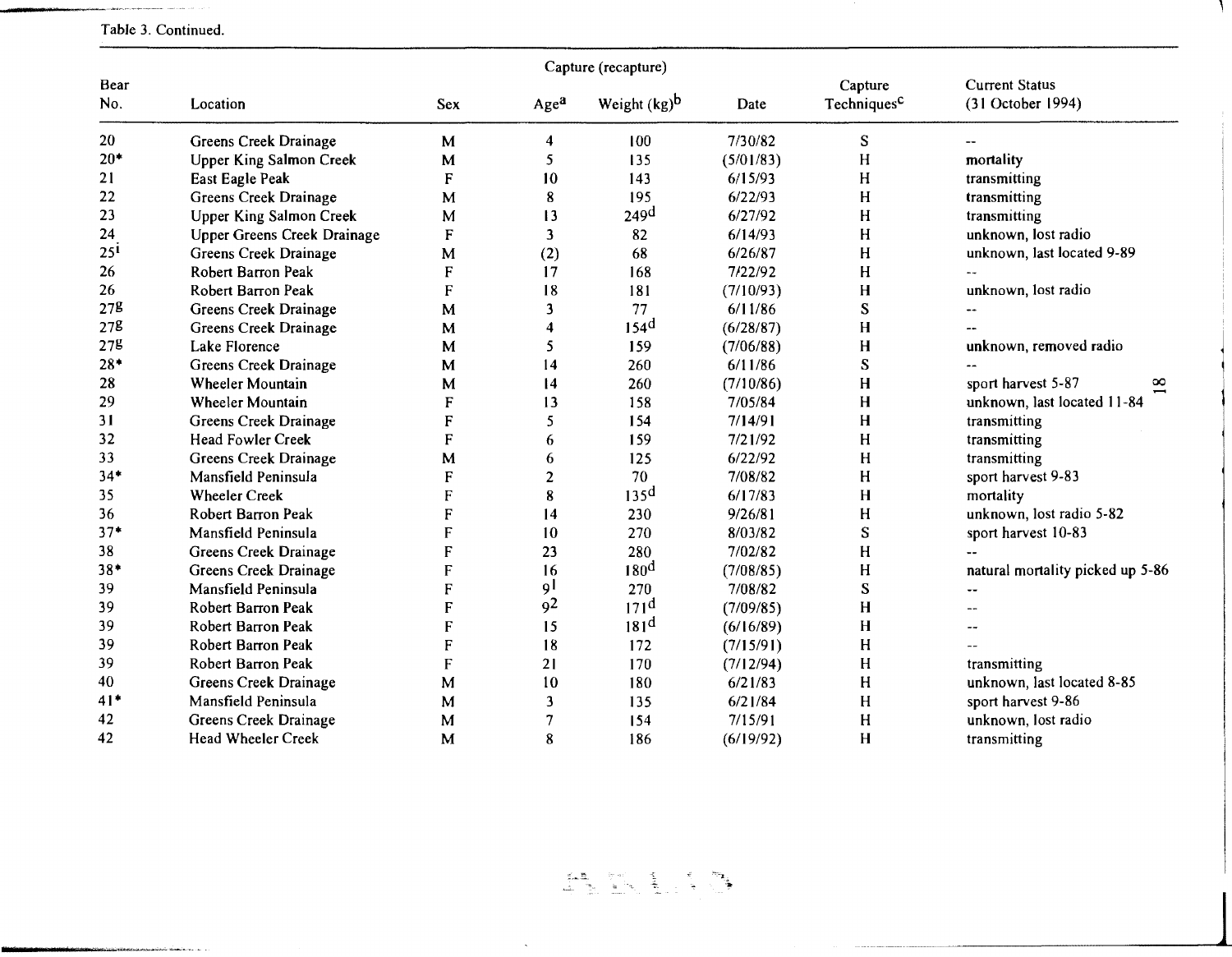Table 3. Continued.

| Bear No. | Location | Sex | Capture (recapture) Age[a] | Weight (kg)[b] | Date | Capture Techniques[c] | Current Status (31 October 1994) |
|---|---|---|---|---|---|---|---|
| 20 | Greens Creek Drainage | M | 4 | 100 | 7/30/82 | S | -- |
| 20* | Upper King Salmon Creek | M | 5 | 135 | (5/01/83) | H | mortality |
| 21 | East Eagle Peak | F | 10 | 143 | 6/15/93 | H | transmitting |
| 22 | Greens Creek Drainage | M | 8 | 195 | 6/22/93 | H | transmitting |
| 23 | Upper King Salmon Creek | M | 13 | 249[d] | 6/27/92 | H | transmitting |
| 24 | Upper Greens Creek Drainage | F | 3 | 82 | 6/14/93 | H | unknown, lost radio |
| 25[i] | Greens Creek Drainage | M | (2) | 68 | 6/26/87 | H | unknown, last located 9-89 |
| 26 | Robert Barron Peak | F | 17 | 168 | 7/22/92 | H | -- |
| 26 | Robert Barron Peak | F | 18 | 181 | (7/10/93) | H | unknown, lost radio |
| 27[g] | Greens Creek Drainage | M | 3 | 77 | 6/11/86 | S | -- |
| 27[g] | Greens Creek Drainage | M | 4 | 154[d] | (6/28/87) | H | -- |
| 27[g] | Lake Florence | M | 5 | 159 | (7/06/88) | H | unknown, removed radio |
| 28* | Greens Creek Drainage | M | 14 | 260 | 6/11/86 | S | -- |
| 28 | Wheeler Mountain | M | 14 | 260 | (7/10/86) | H | sport harvest 5-87 |
| 29 | Wheeler Mountain | F | 13 | 158 | 7/05/84 | H | unknown, last located 11-84 |
| 31 | Greens Creek Drainage | F | 5 | 154 | 7/14/91 | H | transmitting |
| 32 | Head Fowler Creek | F | 6 | 159 | 7/21/92 | H | transmitting |
| 33 | Greens Creek Drainage | M | 6 | 125 | 6/22/92 | H | transmitting |
| 34* | Mansfield Peninsula | F | 2 | 70 | 7/08/82 | H | sport harvest 9-83 |
| 35 | Wheeler Creek | F | 8 | 135[d] | 6/17/83 | H | mortality |
| 36 | Robert Barron Peak | F | 14 | 230 | 9/26/81 | H | unknown, lost radio 5-82 |
| 37* | Mansfield Peninsula | F | 10 | 270 | 8/03/82 | S | sport harvest 10-83 |
| 38 | Greens Creek Drainage | F | 23 | 280 | 7/02/82 | H | -- |
| 38* | Greens Creek Drainage | F | 16 | 180[d] | (7/08/85) | H | natural mortality picked up 5-86 |
| 39 | Mansfield Peninsula | F | 9[1] | 270 | 7/08/82 | S | -- |
| 39 | Robert Barron Peak | F | 9[2] | 171[d] | (7/09/85) | H | -- |
| 39 | Robert Barron Peak | F | 15 | 181[d] | (6/16/89) | H | -- |
| 39 | Robert Barron Peak | F | 18 | 172 | (7/15/91) | H | -- |
| 39 | Robert Barron Peak | F | 21 | 170 | (7/12/94) | H | transmitting |
| 40 | Greens Creek Drainage | M | 10 | 180 | 6/21/83 | H | unknown, last located 8-85 |
| 41* | Mansfield Peninsula | M | 3 | 135 | 6/21/84 | H | sport harvest 9-86 |
| 42 | Greens Creek Drainage | M | 7 | 154 | 7/15/91 | H | unknown, lost radio |
| 42 | Head Wheeler Creek | M | 8 | 186 | (6/19/92) | H | transmitting |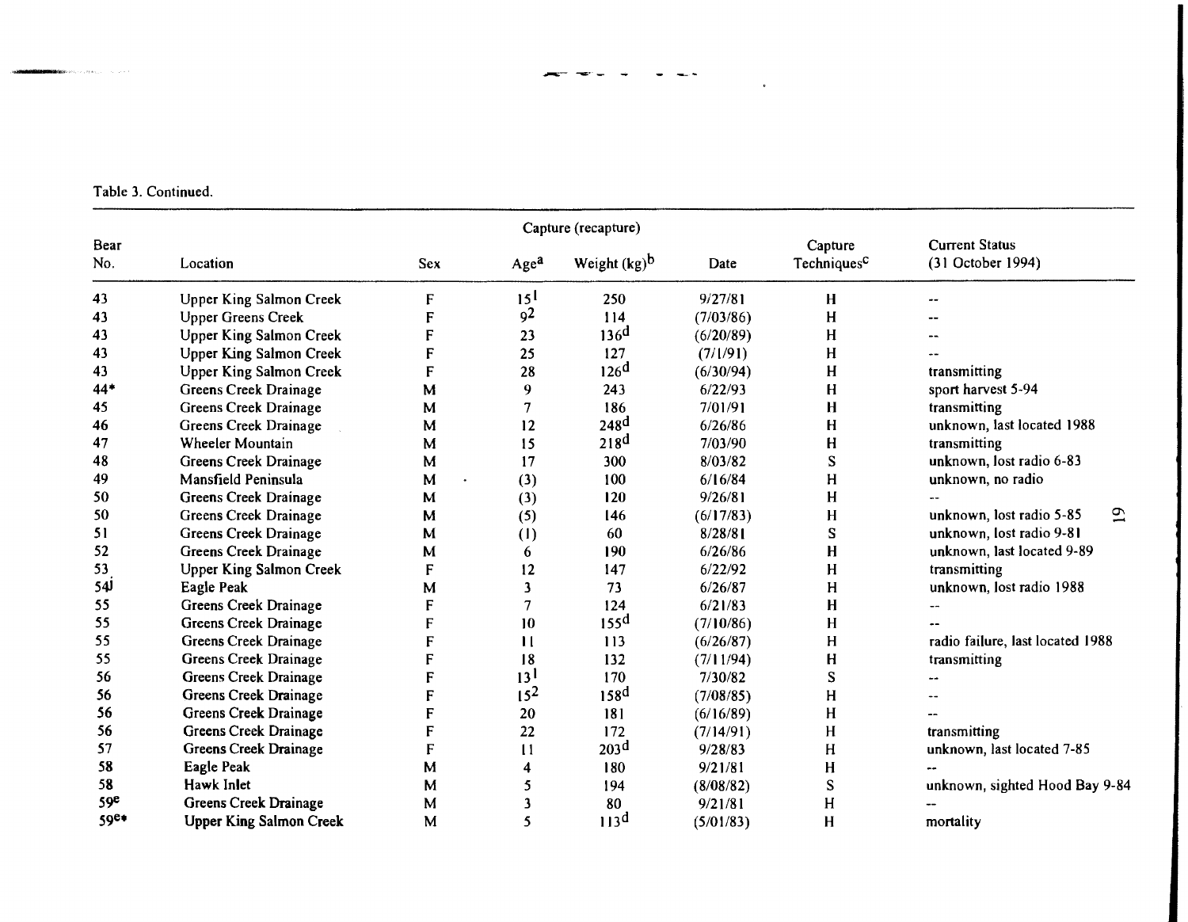Table 3. Continued.

| Bear No. | Location | Capture (recapture) | | | | | Current Status (31 October 1994) |
|---|---|---|---|---|---|---|---|
| | | Sex | Age[a] | Weight (kg)[b] | Date | Capture Techniques[c] | |
| 43 | Upper King Salmon Creek | F | 15[1] | 250 | 9/27/81 | H | -- |
| 43 | Upper Greens Creek | F | 9[2] | 114 | (7/03/86) | H | -- |
| 43 | Upper King Salmon Creek | F | 23 | 136[d] | (6/20/89) | H | -- |
| 43 | Upper King Salmon Creek | F | 25 | 127 | (7/1/91) | H | -- |
| 43 | Upper King Salmon Creek | F | 28 | 126[d] | (6/30/94) | H | transmitting |
| 44* | Greens Creek Drainage | M | 9 | 243 | 6/22/93 | H | sport harvest 5-94 |
| 45 | Greens Creek Drainage | M | 7 | 186 | 7/01/91 | H | transmitting |
| 46 | Greens Creek Drainage | M | 12 | 248[d] | 6/26/86 | H | unknown, last located 1988 |
| 47 | Wheeler Mountain | M | 15 | 218[d] | 7/03/90 | H | transmitting |
| 48 | Greens Creek Drainage | M | 17 | 300 | 8/03/82 | S | unknown, lost radio 6-83 |
| 49 | Mansfield Peninsula | M | (3) | 100 | 6/16/84 | H | unknown, no radio |
| 50 | Greens Creek Drainage | M | (3) | 120 | 9/26/81 | H | -- |
| 50 | Greens Creek Drainage | M | (5) | 146 | (6/17/83) | H | unknown, lost radio 5-85 |
| 51 | Greens Creek Drainage | M | (1) | 60 | 8/28/81 | S | unknown, lost radio 9-81 |
| 52 | Greens Creek Drainage | M | 6 | 190 | 6/26/86 | H | unknown, last located 9-89 |
| 53 | Upper King Salmon Creek | F | 12 | 147 | 6/22/92 | H | transmitting |
| 54[j] | Eagle Peak | M | 3 | 73 | 6/26/87 | H | unknown, lost radio 1988 |
| 55 | Greens Creek Drainage | F | 7 | 124 | 6/21/83 | H | -- |
| 55 | Greens Creek Drainage | F | 10 | 155[d] | (7/10/86) | H | -- |
| 55 | Greens Creek Drainage | F | 11 | 113 | (6/26/87) | H | radio failure, last located 1988 |
| 55 | Greens Creek Drainage | F | 18 | 132 | (7/11/94) | H | transmitting |
| 56 | Greens Creek Drainage | F | 13[1] | 170 | 7/30/82 | S | -- |
| 56 | Greens Creek Drainage | F | 15[2] | 158[d] | (7/08/85) | H | -- |
| 56 | Greens Creek Drainage | F | 20 | 181 | (6/16/89) | H | -- |
| 56 | Greens Creek Drainage | F | 22 | 172 | (7/14/91) | H | transmitting |
| 57 | Greens Creek Drainage | F | 11 | 203[d] | 9/28/83 | H | unknown, last located 7-85 |
| 58 | Eagle Peak | M | 4 | 180 | 9/21/81 | H | -- |
| 58 | Hawk Inlet | M | 5 | 194 | (8/08/82) | S | unknown, sighted Hood Bay 9-84 |
| 59[e] | Greens Creek Drainage | M | 3 | 80 | 9/21/81 | H | -- |
| 59[e]* | Upper King Salmon Creek | M | 5 | 113[d] | (5/01/83) | H | mortality |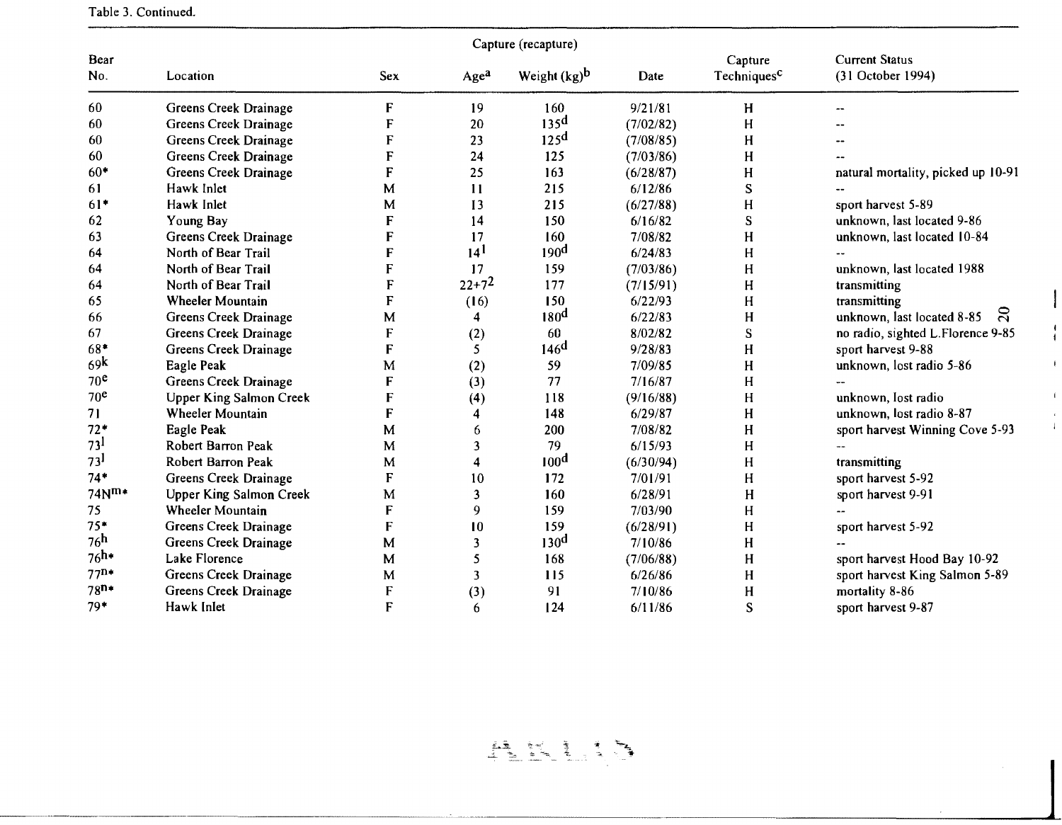Table 3. Continued.

| Bear No. | Location | Sex | Capture (recapture) Age[a] | Weight (kg)[b] | Date | Capture Techniques[c] | Current Status (31 October 1994) |
|---|---|---|---|---|---|---|---|
| 60 | Greens Creek Drainage | F | 19 | 160 | 9/21/81 | H | -- |
| 60 | Greens Creek Drainage | F | 20 | 135[d] | (7/02/82) | H | -- |
| 60 | Greens Creek Drainage | F | 23 | 125[d] | (7/08/85) | H | -- |
| 60 | Greens Creek Drainage | F | 24 | 125 | (7/03/86) | H | -- |
| 60* | Greens Creek Drainage | F | 25 | 163 | (6/28/87) | H | natural mortality, picked up 10-91 |
| 61 | Hawk Inlet | M | 11 | 215 | 6/12/86 | S | -- |
| 61* | Hawk Inlet | M | 13 | 215 | (6/27/88) | H | sport harvest 5-89 |
| 62 | Young Bay | F | 14 | 150 | 6/16/82 | S | unknown, last located 9-86 |
| 63 | Greens Creek Drainage | F | 17 | 160 | 7/08/82 | H | unknown, last located 10-84 |
| 64 | North of Bear Trail | F | 14[l] | 190[d] | 6/24/83 | H | -- |
| 64 | North of Bear Trail | F | 17 | 159 | (7/03/86) | H | unknown, last located 1988 |
| 64 | North of Bear Trail | F | 22+7[2] | 177 | (7/15/91) | H | transmitting |
| 65 | Wheeler Mountain | F | (16) | 150 | 6/22/93 | H | transmitting |
| 66 | Greens Creek Drainage | M | 4 | 180[d] | 6/22/83 | H | unknown, last located 8-85 |
| 67 | Greens Creek Drainage | F | (2) | 60 | 8/02/82 | S | no radio, sighted L.Florence 9-85 |
| 68* | Greens Creek Drainage | F | 5 | 146[d] | 9/28/83 | H | sport harvest 9-88 |
| 69[k] | Eagle Peak | M | (2) | 59 | 7/09/85 | H | unknown, lost radio 5-86 |
| 70[e] | Greens Creek Drainage | F | (3) | 77 | 7/16/87 | H | -- |
| 70[e] | Upper King Salmon Creek | F | (4) | 118 | (9/16/88) | H | unknown, lost radio |
| 71 | Wheeler Mountain | F | 4 | 148 | 6/29/87 | H | unknown, lost radio 8-87 |
| 72* | Eagle Peak | M | 6 | 200 | 7/08/82 | H | sport harvest Winning Cove 5-93 |
| 73[l] | Robert Barron Peak | M | 3 | 79 | 6/15/93 | H | -- |
| 73[l] | Robert Barron Peak | M | 4 | 100[d] | (6/30/94) | H | transmitting |
| 74* | Greens Creek Drainage | F | 10 | 172 | 7/01/91 | H | sport harvest 5-92 |
| 74N[m]* | Upper King Salmon Creek | M | 3 | 160 | 6/28/91 | H | sport harvest 9-91 |
| 75 | Wheeler Mountain | F | 9 | 159 | 7/03/90 | H | -- |
| 75* | Greens Creek Drainage | F | 10 | 159 | (6/28/91) | H | sport harvest 5-92 |
| 76[h] | Greens Creek Drainage | M | 3 | 130[d] | 7/10/86 | H | -- |
| 76[h]* | Lake Florence | M | 5 | 168 | (7/06/88) | H | sport harvest Hood Bay 10-92 |
| 77[n]* | Greens Creek Drainage | M | 3 | 115 | 6/26/86 | H | sport harvest King Salmon 5-89 |
| 78[n]* | Greens Creek Drainage | F | (3) | 91 | 7/10/86 | H | mortality 8-86 |
| 79* | Hawk Inlet | F | 6 | 124 | 6/11/86 | S | sport harvest 9-87 |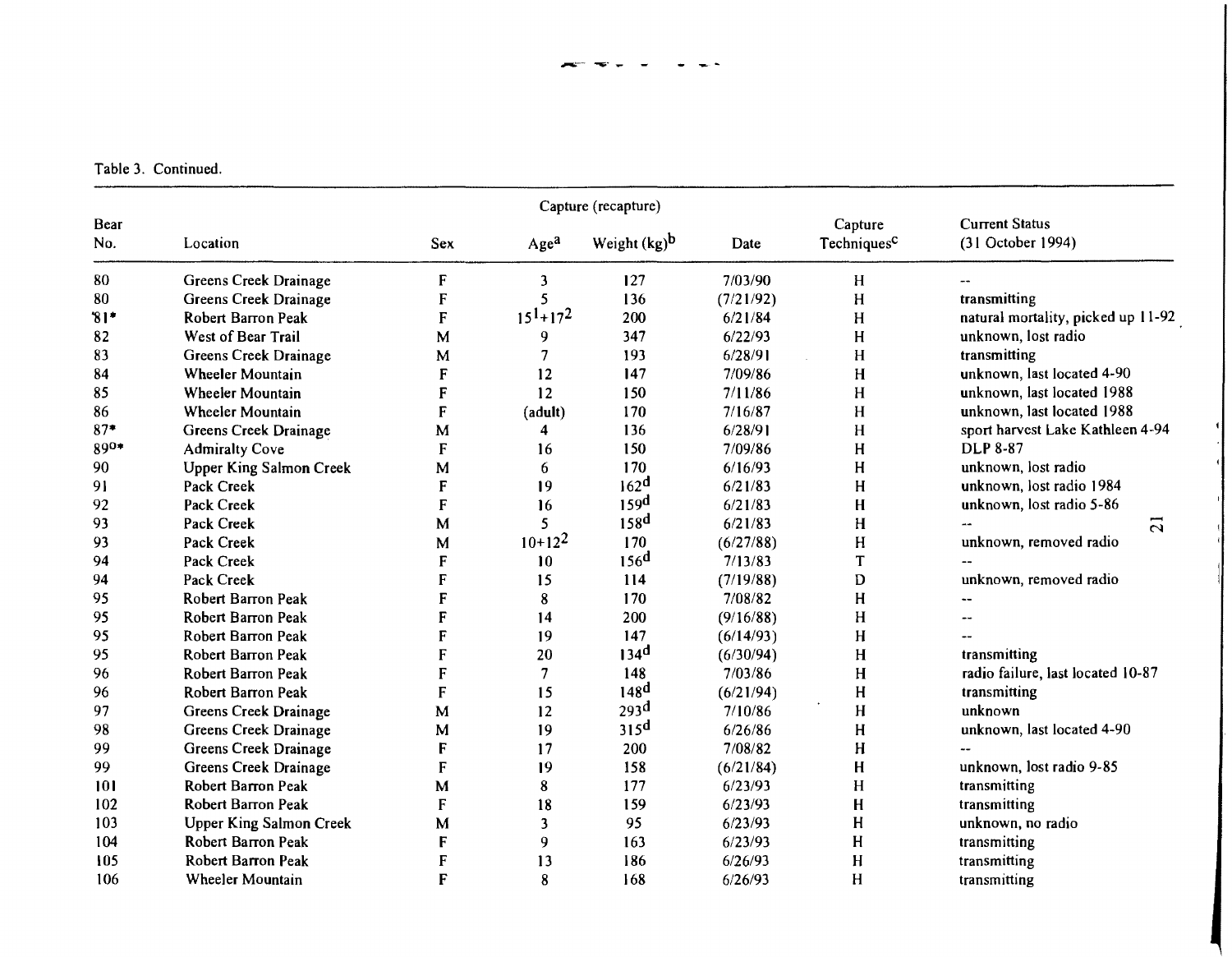Table 3. Continued.

| Bear No. | Location | Sex | Capture (recapture) Age[a] | Weight (kg)[b] | Date | Capture Techniques[c] | Current Status (31 October 1994) |
|---|---|---|---|---|---|---|---|
| 80 | Greens Creek Drainage | F | 3 | 127 | 7/03/90 | H | -- |
| 80 | Greens Creek Drainage | F | 5 | 136 | (7/21/92) | H | transmitting |
| 81* | Robert Barron Peak | F | 15[1]+17[2] | 200 | 6/21/84 | H | natural mortality, picked up 11-92 |
| 82 | West of Bear Trail | M | 9 | 347 | 6/22/93 | H | unknown, lost radio |
| 83 | Greens Creek Drainage | M | 7 | 193 | 6/28/91 | H | transmitting |
| 84 | Wheeler Mountain | F | 12 | 147 | 7/09/86 | H | unknown, last located 4-90 |
| 85 | Wheeler Mountain | F | 12 | 150 | 7/11/86 | H | unknown, last located 1988 |
| 86 | Wheeler Mountain | F | (adult) | 170 | 7/16/87 | H | unknown, last located 1988 |
| 87* | Greens Creek Drainage | M | 4 | 136 | 6/28/91 | H | sport harvest Lake Kathleen 4-94 |
| 89[o]* | Admiralty Cove | F | 16 | 150 | 7/09/86 | H | DLP 8-87 |
| 90 | Upper King Salmon Creek | M | 6 | 170 | 6/16/93 | H | unknown, lost radio |
| 91 | Pack Creek | F | 19 | 162[d] | 6/21/83 | H | unknown, lost radio 1984 |
| 92 | Pack Creek | F | 16 | 159[d] | 6/21/83 | H | unknown, lost radio 5-86 |
| 93 | Pack Creek | M | 5 | 158[d] | 6/21/83 | H | -- |
| 93 | Pack Creek | M | 10+12[2] | 170 | (6/27/88) | H | unknown, removed radio |
| 94 | Pack Creek | F | 10 | 156[d] | 7/13/83 | T | -- |
| 94 | Pack Creek | F | 15 | 114 | (7/19/88) | D | unknown, removed radio |
| 95 | Robert Barron Peak | F | 8 | 170 | 7/08/82 | H | -- |
| 95 | Robert Barron Peak | F | 14 | 200 | (9/16/88) | H | -- |
| 95 | Robert Barron Peak | F | 19 | 147 | (6/14/93) | H | -- |
| 95 | Robert Barron Peak | F | 20 | 134[d] | (6/30/94) | H | transmitting |
| 96 | Robert Barron Peak | F | 7 | 148 | 7/03/86 | H | radio failure, last located 10-87 |
| 96 | Robert Barron Peak | F | 15 | 148[d] | (6/21/94) | H | transmitting |
| 97 | Greens Creek Drainage | M | 12 | 293[d] | 7/10/86 | H | unknown |
| 98 | Greens Creek Drainage | M | 19 | 315[d] | 6/26/86 | H | unknown, last located 4-90 |
| 99 | Greens Creek Drainage | F | 17 | 200 | 7/08/82 | H | -- |
| 99 | Greens Creek Drainage | F | 19 | 158 | (6/21/84) | H | unknown, lost radio 9-85 |
| 101 | Robert Barron Peak | M | 8 | 177 | 6/23/93 | H | transmitting |
| 102 | Robert Barron Peak | F | 18 | 159 | 6/23/93 | H | transmitting |
| 103 | Upper King Salmon Creek | M | 3 | 95 | 6/23/93 | H | unknown, no radio |
| 104 | Robert Barron Peak | F | 9 | 163 | 6/23/93 | H | transmitting |
| 105 | Robert Barron Peak | F | 13 | 186 | 6/26/93 | H | transmitting |
| 106 | Wheeler Mountain | F | 8 | 168 | 6/26/93 | H | transmitting |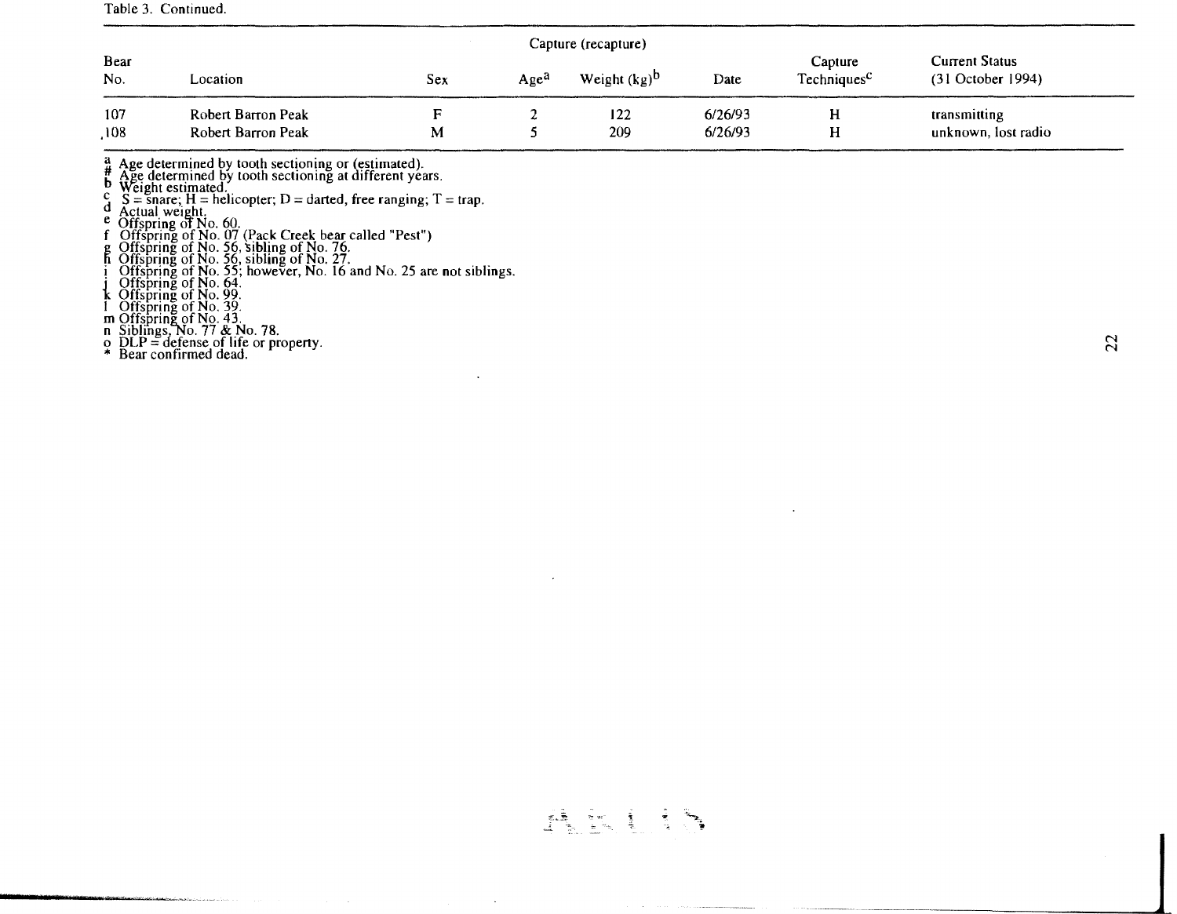Table 3. Continued.

| Bear No. | Location | Capture (recapture) Sex | Age[a] | Weight (kg)[b] | Date | Capture Techniques[c] | Current Status (31 October 1994) |
|---|---|---|---|---|---|---|---|
| 107 | Robert Barron Peak | F | 2 | 122 | 6/26/93 | H | transmitting |
| 108 | Robert Barron Peak | M | 5 | 209 | 6/26/93 | H | unknown, lost radio |

a Age determined by tooth sectioning or (estimated).
\# Age determined by tooth sectioning at different years.
b Weight estimated.
c S = snare; H = helicopter; D = darted, free ranging; T = trap.
d Actual weight.
e Offspring of No. 60.
f Offspring of No. 07 (Pack Creek bear called "Pest")
g Offspring of No. 56, sibling of No. 76.
h Offspring of No. 56, sibling of No. 27.
i Offspring of No. 55; however, No. 16 and No. 25 are not siblings.
j Offspring of No. 64.
k Offspring of No. 99.
l Offspring of No. 39.
m Offspring of No. 43.
n Siblings, No. 77 & No. 78.
o DLP = defense of life or property.
\* Bear confirmed dead.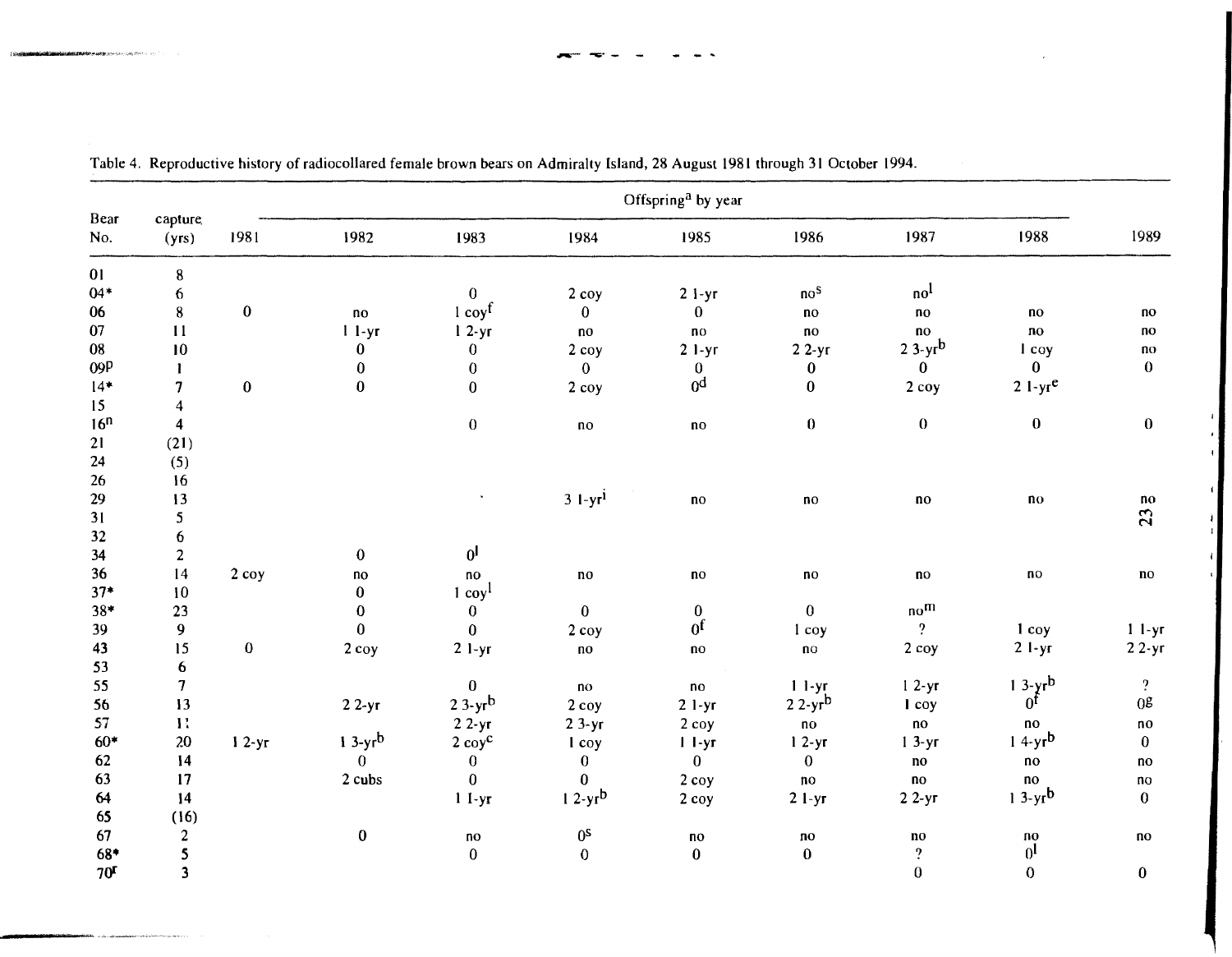Table 4. Reproductive history of radiocollared female brown bears on Admiralty Island, 28 August 1981 through 31 October 1994.

| Bear No. | capture (yrs) | Offspring[a] by year | | | | | | | | |
|---|---|---|---|---|---|---|---|---|---|---|
| | | 1981 | 1982 | 1983 | 1984 | 1985 | 1986 | 1987 | 1988 | 1989 |
| 01 | 8 | | | | | | | | | |
| 04* | 6 | | | 0 | 2 coy | 2 1-yr | no[s] | no[l] | | |
| 06 | 8 | 0 | no | 1 coy[f] | 0 | 0 | no | no | no | no |
| 07 | 11 | | 1 1-yr | 1 2-yr | no | no | no | no | no | no |
| 08 | 10 | | 0 | 0 | 2 coy | 2 1-yr | 2 2-yr | 2 3-yr[b] | 1 coy | no |
| 09[p] | 1 | | 0 | 0 | 0 | 0 | 0 | 0 | 0 | 0 |
| 14* | 7 | 0 | 0 | 0 | 2 coy | 0[d] | 0 | 2 coy | 2 1-yr[e] | |
| 15 | 4 | | | | | | | | | |
| 16[n] | 4 | | | 0 | no | no | 0 | 0 | 0 | 0 |
| 21 | (21) | | | | | | | | | |
| 24 | (5) | | | | | | | | | |
| 26 | 16 | | | | | | | | | |
| 29 | 13 | | | | 3 1-yr[i] | no | no | no | no | no |
| 31 | 5 | | | | | | | | | |
| 32 | 6 | | | | | | | | | |
| 34 | 2 | | 0 | 0[l] | | | | | | |
| 36 | 14 | 2 coy | no | no | no | no | no | no | no | no |
| 37* | 10 | | 0 | 1 coy[l] | | | | | | |
| 38* | 23 | | 0 | 0 | 0 | 0 | 0 | no[m] | | |
| 39 | 9 | | 0 | 0 | 2 coy | 0[f] | 1 coy | ? | 1 coy | 1 1-yr |
| 43 | 15 | 0 | 2 coy | 2 1-yr | no | no | no | 2 coy | 2 1-yr | 2 2-yr |
| 53 | 6 | | | | | | | | | |
| 55 | 7 | | | 0 | no | no | 1 1-yr | 1 2-yr | 1 3-yr[b] | ? |
| 56 | 13 | | 2 2-yr | 2 3-yr[b] | 2 coy | 2 1-yr | 2 2-yr[b] | 1 coy | 0[f] | 0[g] |
| 57 | 1? | | | 2 2-yr | 2 3-yr | 2 coy | no | no | no | no |
| 60* | 20 | 1 2-yr | 1 3-yr[b] | 2 coy[c] | 1 coy | 1 1-yr | 1 2-yr | 1 3-yr | 1 4-yr[b] | 0 |
| 62 | 14 | | 0 | 0 | 0 | 0 | 0 | no | no | no |
| 63 | 17 | | 2 cubs | 0 | 0 | 2 coy | no | no | no | no |
| 64 | 14 | | | 1 1-yr | 1 2-yr[b] | 2 coy | 2 1-yr | 2 2-yr | 1 3-yr[b] | 0 |
| 65 | (16) | | | | | | | | | |
| 67 | 2 | | 0 | no | 0[s] | no | no | no | no | no |
| 68* | 5 | | | 0 | 0 | 0 | 0 | ? | 0[l] | |
| 70[r] | 3 | | | | | | | 0 | 0 | 0 |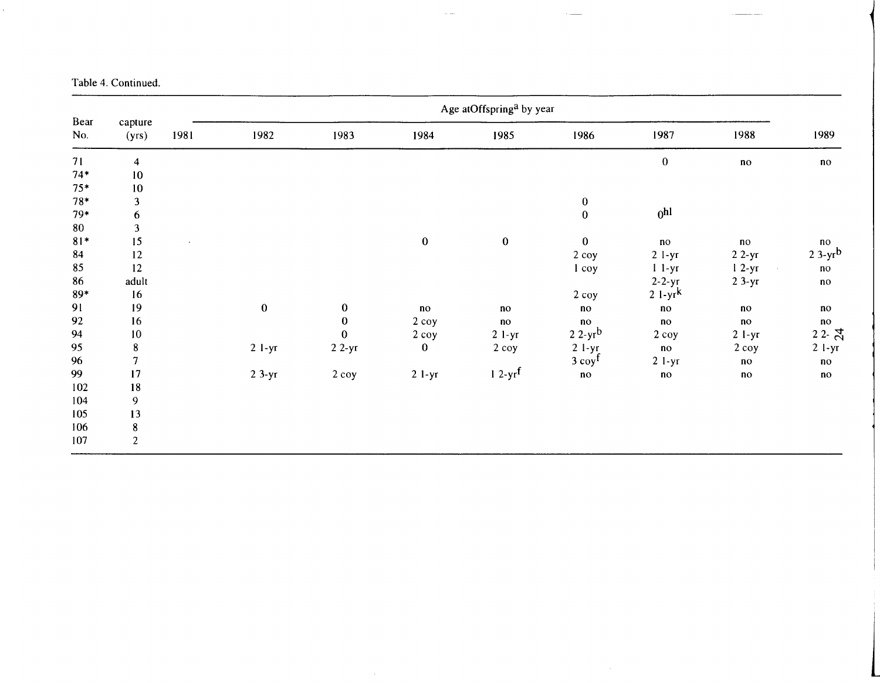Table 4. Continued.

| Bear No. | Age at capture (yrs) | Offspring[a] by year | | | | | | | | |
|---|---|---|---|---|---|---|---|---|---|---|
| | | 1981 | 1982 | 1983 | 1984 | 1985 | 1986 | 1987 | 1988 | 1989 |
| 71 | 4 | | | | | | | 0 | no | no |
| 74* | 10 | | | | | | | | | |
| 75* | 10 | | | | | | | | | |
| 78* | 3 | | | | | | 0 | | | |
| 79* | 6 | | | | | | 0 | 0[hl] | | |
| 80 | 3 | | | | | | | | | |
| 81* | 15 | | | | 0 | 0 | 0 | no | no | no |
| 84 | 12 | | | | | | 2 coy | 2 1-yr | 2 2-yr | 2 3-yr[b] |
| 85 | 12 | | | | | | 1 coy | 1 1-yr | 1 2-yr | no |
| 86 | adult | | | | | | | 2-2-yr | 2 3-yr | no |
| 89* | 16 | | | | | | 2 coy | 2 1-yr[k] | | |
| 91 | 19 | | 0 | 0 | no | no | no | no | no | no |
| 92 | 16 | | | 0 | 2 coy | no | no | no | no | no |
| 94 | 10 | | | 0 | 2 coy | 2 1-yr | 2 2-yr[b] | 2 coy | 2 1-yr | 2 2- |
| 95 | 8 | | 2 1-yr | 2 2-yr | 0 | 2 coy | 2 1-yr | no | 2 coy | 2 1-yr |
| 96 | 7 | | | | | | 3 coy[f] | 2 1-yr | no | no |
| 99 | 17 | | 2 3-yr | 2 coy | 2 1-yr | 1 2-yr[f] | no | no | no | no |
| 102 | 18 | | | | | | | | | |
| 104 | 9 | | | | | | | | | |
| 105 | 13 | | | | | | | | | |
| 106 | 8 | | | | | | | | | |
| 107 | 2 | | | | | | | | | |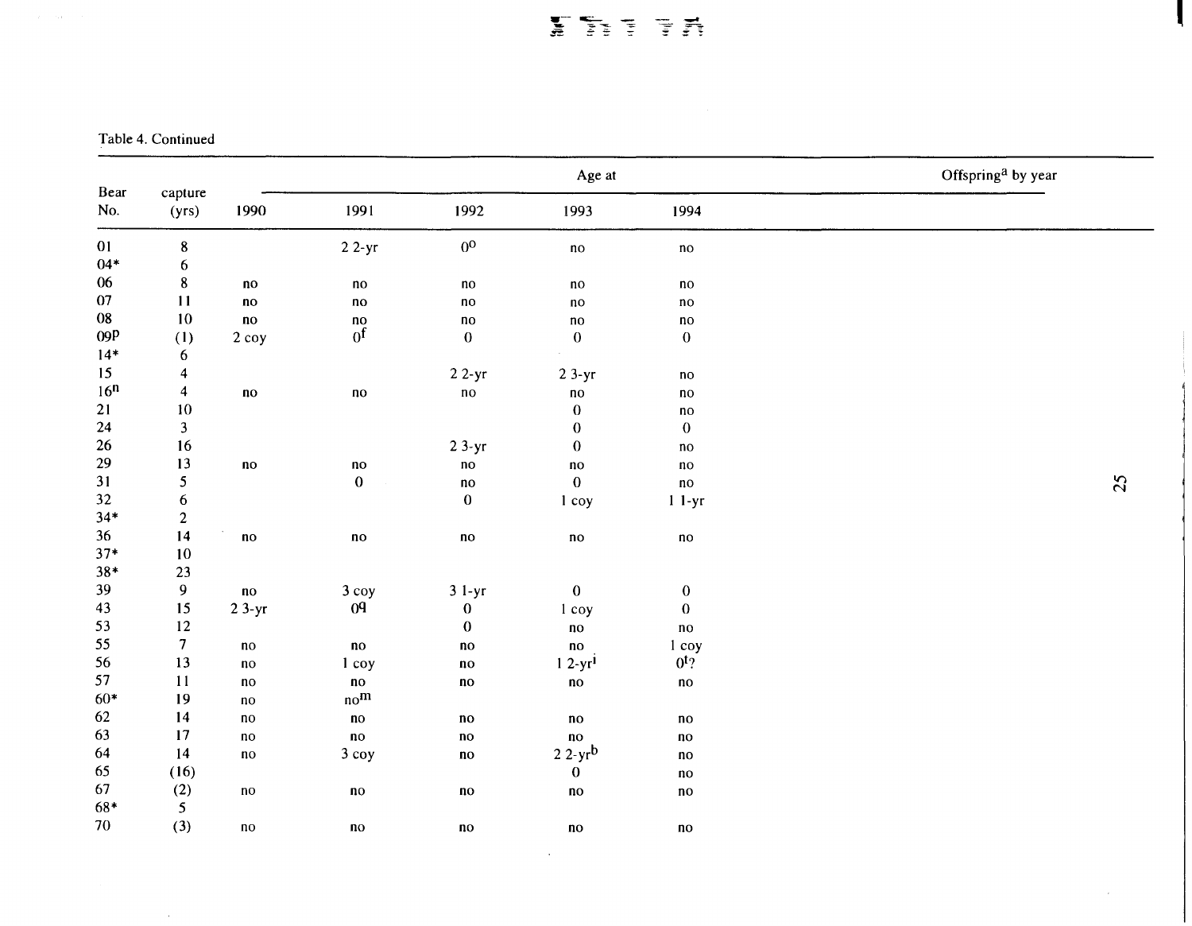Table 4. Continued

| Bear No. | Age at capture (yrs) | Offspring[a] by year | | | | |
|---|---|---|---|---|---|---|
| | | 1990 | 1991 | 1992 | 1993 | 1994 |
| 01 | 8 | | 2 2-yr | 0[o] | no | no |
| 04* | 6 | | | | | |
| 06 | 8 | no | no | no | no | no |
| 07 | 11 | no | no | no | no | no |
| 08 | 10 | no | no | no | no | no |
| 09[p] | (1) | 2 coy | 0[f] | 0 | 0 | 0 |
| 14* | 6 | | | | | |
| 15 | 4 | | | 2 2-yr | 2 3-yr | no |
| 16[n] | 4 | no | no | no | no | no |
| 21 | 10 | | | | 0 | no |
| 24 | 3 | | | | 0 | 0 |
| 26 | 16 | | | 2 3-yr | 0 | no |
| 29 | 13 | no | no | no | no | no |
| 31 | 5 | | 0 | no | 0 | no |
| 32 | 6 | | | 0 | 1 coy | 1 1-yr |
| 34* | 2 | | | | | |
| 36 | 14 | no | no | no | no | no |
| 37* | 10 | | | | | |
| 38* | 23 | | | | | |
| 39 | 9 | no | 3 coy | 3 1-yr | 0 | 0 |
| 43 | 15 | 2 3-yr | 0[q] | 0 | 1 coy | 0 |
| 53 | 12 | | | 0 | no | no |
| 55 | 7 | no | no | no | no | 1 coy |
| 56 | 13 | no | 1 coy | no | 1 2-yr[i] | 0[t]? |
| 57 | 11 | no | no | no | no | no |
| 60* | 19 | no | no[m] | | | |
| 62 | 14 | no | no | no | no | no |
| 63 | 17 | no | no | no | no | no |
| 64 | 14 | no | 3 coy | no | 2 2-yr[b] | no |
| 65 | (16) | | | | 0 | no |
| 67 | (2) | no | no | no | no | no |
| 68* | 5 | | | | | |
| 70 | (3) | no | no | no | no | no |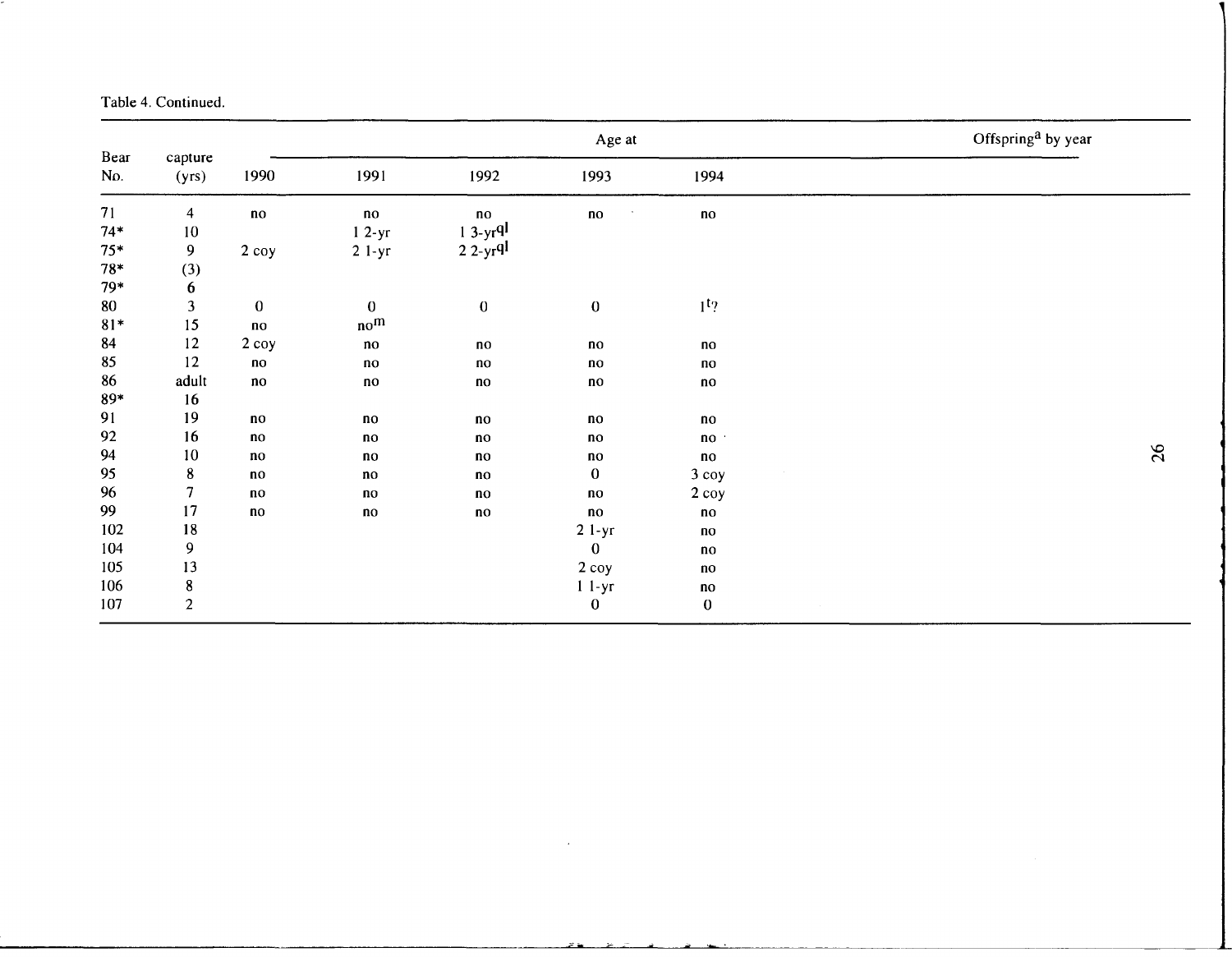Table 4. Continued.

| Bear No. | Age at capture (yrs) | Offspring[a] by year | | | | |
|---|---|---|---|---|---|---|
| | | 1990 | 1991 | 1992 | 1993 | 1994 |
| 71 | 4 | no | no | no | no | no |
| 74* | 10 | | 1 2-yr | 1 3-yr[ql] | | |
| 75* | 9 | 2 coy | 2 1-yr | 2 2-yr[ql] | | |
| 78* | (3) | | | | | |
| 79* | 6 | | | | | |
| 80 | 3 | 0 | 0 | 0 | 0 | 1[t]? |
| 81* | 15 | no | no[m] | | | |
| 84 | 12 | 2 coy | no | no | no | no |
| 85 | 12 | no | no | no | no | no |
| 86 | adult | no | no | no | no | no |
| 89* | 16 | | | | | |
| 91 | 19 | no | no | no | no | no |
| 92 | 16 | no | no | no | no | no |
| 94 | 10 | no | no | no | no | no |
| 95 | 8 | no | no | no | 0 | 3 coy |
| 96 | 7 | no | no | no | no | 2 coy |
| 99 | 17 | no | no | no | no | no |
| 102 | 18 | | | | 2 1-yr | no |
| 104 | 9 | | | | 0 | no |
| 105 | 13 | | | | 2 coy | no |
| 106 | 8 | | | | 1 1-yr | no |
| 107 | 2 | | | | 0 | 0 |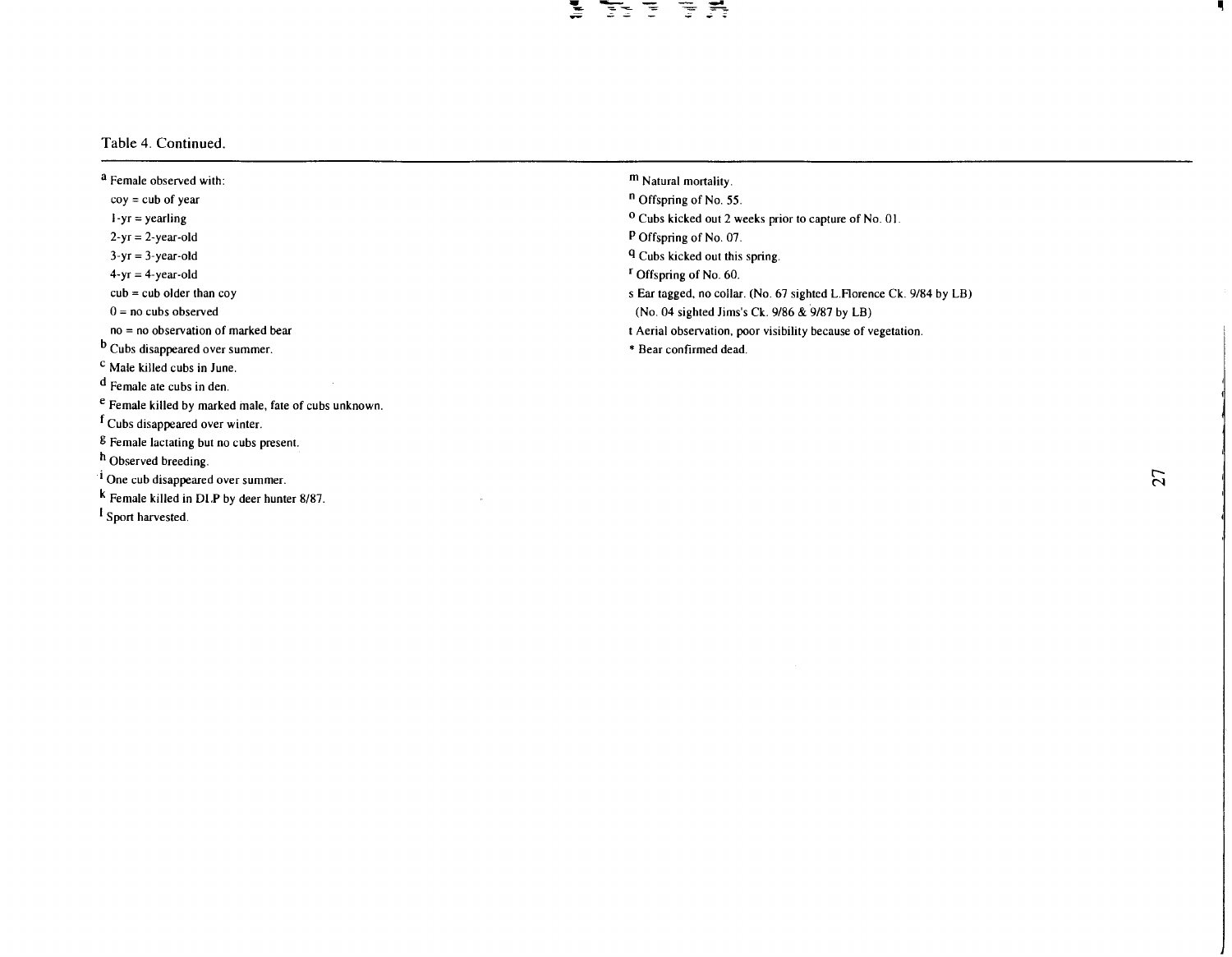Table 4. Continued.

[a] Female observed with:

- coy = cub of year
- 1-yr = yearling
- 2-yr = 2-year-old
- 3-yr = 3-year-old
- 4-yr = 4-year-old
- cub = cub older than coy
- 0 = no cubs observed
- no = no observation of marked bear

[b] Cubs disappeared over summer.

[c] Male killed cubs in June.

[d] Female ate cubs in den.

[e] Female killed by marked male, fate of cubs unknown.

[f] Cubs disappeared over winter.

[g] Female lactating but no cubs present.

[h] Observed breeding.

[i] One cub disappeared over summer.

[k] Female killed in DLP by deer hunter 8/87.

[l] Sport harvested.

[m] Natural mortality.

[n] Offspring of No. 55.

[o] Cubs kicked out 2 weeks prior to capture of No. 01.

[p] Offspring of No. 07.

[q] Cubs kicked out this spring.

[r] Offspring of No. 60.

s Ear tagged, no collar. (No. 67 sighted L.Florence Ck. 9/84 by LB)
(No. 04 sighted Jims's Ck. 9/86 & 9/87 by LB)

t Aerial observation, poor visibility because of vegetation.

* Bear confirmed dead.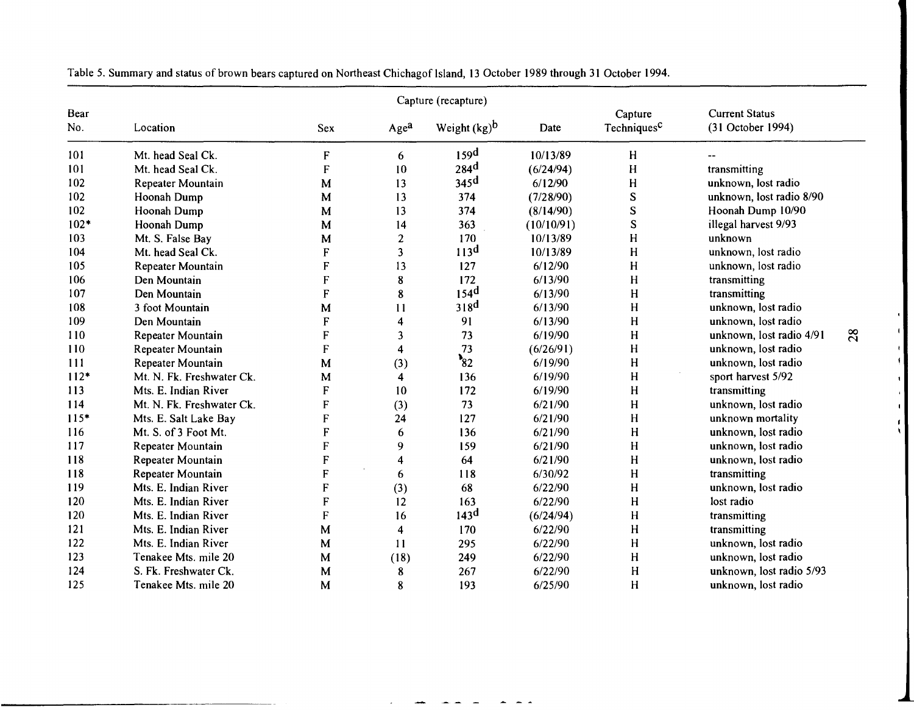Table 5. Summary and status of brown bears captured on Northeast Chichagof Island, 13 October 1989 through 31 October 1994.

| Bear No. | Location | Sex | Capture (recapture) Age[a] | Weight (kg)[b] | Date | Capture Techniques[c] | Current Status (31 October 1994) |
|---|---|---|---|---|---|---|---|
| 101 | Mt. head Seal Ck. | F | 6 | 159[d] | 10/13/89 | H | -- |
| 101 | Mt. head Seal Ck. | F | 10 | 284[d] | (6/24/94) | H | transmitting |
| 102 | Repeater Mountain | M | 13 | 345[d] | 6/12/90 | H | unknown, lost radio |
| 102 | Hoonah Dump | M | 13 | 374 | (7/28/90) | S | unknown, lost radio 8/90 |
| 102 | Hoonah Dump | M | 13 | 374 | (8/14/90) | S | Hoonah Dump 10/90 |
| 102* | Hoonah Dump | M | 14 | 363 | (10/10/91) | S | illegal harvest 9/93 |
| 103 | Mt. S. False Bay | M | 2 | 170 | 10/13/89 | H | unknown |
| 104 | Mt. head Seal Ck. | F | 3 | 113[d] | 10/13/89 | H | unknown, lost radio |
| 105 | Repeater Mountain | F | 13 | 127 | 6/12/90 | H | unknown, lost radio |
| 106 | Den Mountain | F | 8 | 172 | 6/13/90 | H | transmitting |
| 107 | Den Mountain | F | 8 | 154[d] | 6/13/90 | H | transmitting |
| 108 | 3 foot Mountain | M | 11 | 318[d] | 6/13/90 | H | unknown, lost radio |
| 109 | Den Mountain | F | 4 | 91 | 6/13/90 | H | unknown, lost radio |
| 110 | Repeater Mountain | F | 3 | 73 | 6/19/90 | H | unknown, lost radio 4/91 |
| 110 | Repeater Mountain | F | 4 | 73 | (6/26/91) | H | unknown, lost radio |
| 111 | Repeater Mountain | M | (3) | 82 | 6/19/90 | H | unknown, lost radio |
| 112* | Mt. N. Fk. Freshwater Ck. | M | 4 | 136 | 6/19/90 | H | sport harvest 5/92 |
| 113 | Mts. E. Indian River | F | 10 | 172 | 6/19/90 | H | transmitting |
| 114 | Mt. N. Fk. Freshwater Ck. | F | (3) | 73 | 6/21/90 | H | unknown, lost radio |
| 115* | Mts. E. Salt Lake Bay | F | 24 | 127 | 6/21/90 | H | unknown mortality |
| 116 | Mt. S. of 3 Foot Mt. | F | 6 | 136 | 6/21/90 | H | unknown, lost radio |
| 117 | Repeater Mountain | F | 9 | 159 | 6/21/90 | H | unknown, lost radio |
| 118 | Repeater Mountain | F | 4 | 64 | 6/21/90 | H | unknown, lost radio |
| 118 | Repeater Mountain | F | 6 | 118 | 6/30/92 | H | transmitting |
| 119 | Mts. E. Indian River | F | (3) | 68 | 6/22/90 | H | unknown, lost radio |
| 120 | Mts. E. Indian River | F | 12 | 163 | 6/22/90 | H | lost radio |
| 120 | Mts. E. Indian River | F | 16 | 143[d] | (6/24/94) | H | transmitting |
| 121 | Mts. E. Indian River | M | 4 | 170 | 6/22/90 | H | transmitting |
| 122 | Mts. E. Indian River | M | 11 | 295 | 6/22/90 | H | unknown, lost radio |
| 123 | Tenakee Mts. mile 20 | M | (18) | 249 | 6/22/90 | H | unknown, lost radio |
| 124 | S. Fk. Freshwater Ck. | M | 8 | 267 | 6/22/90 | H | unknown, lost radio 5/93 |
| 125 | Tenakee Mts. mile 20 | M | 8 | 193 | 6/25/90 | H | unknown, lost radio |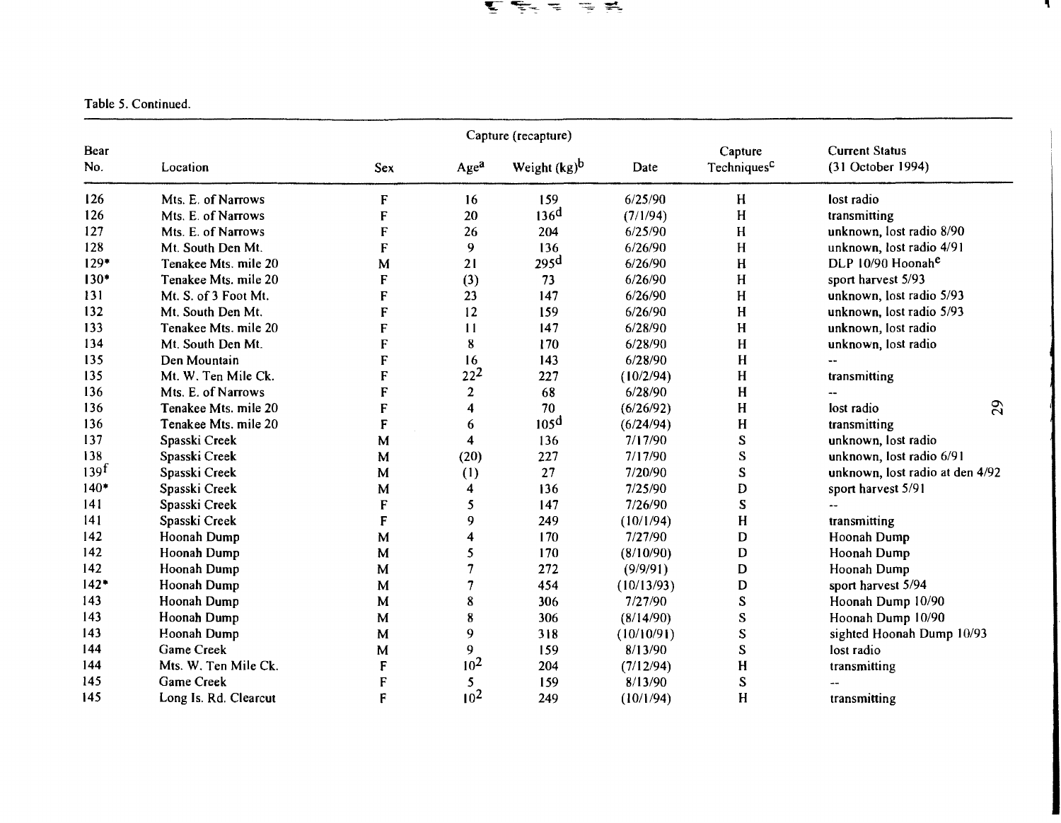Table 5. Continued.

| Bear No. | Location | Capture (recapture) | | | | | Current Status (31 October 1994) |
|---|---|---|---|---|---|---|---|
| | | Sex | Age[a] | Weight (kg)[b] | Date | Capture Techniques[c] | |
| 126 | Mts. E. of Narrows | F | 16 | 159 | 6/25/90 | H | lost radio |
| 126 | Mts. E. of Narrows | F | 20 | 136[d] | (7/1/94) | H | transmitting |
| 127 | Mts. E. of Narrows | F | 26 | 204 | 6/25/90 | H | unknown, lost radio 8/90 |
| 128 | Mt. South Den Mt. | F | 9 | 136 | 6/26/90 | H | unknown, lost radio 4/91 |
| 129* | Tenakee Mts. mile 20 | M | 21 | 295[d] | 6/26/90 | H | DLP 10/90 Hoonah[e] |
| 130* | Tenakee Mts. mile 20 | F | (3) | 73 | 6/26/90 | H | sport harvest 5/93 |
| 131 | Mt. S. of 3 Foot Mt. | F | 23 | 147 | 6/26/90 | H | unknown, lost radio 5/93 |
| 132 | Mt. South Den Mt. | F | 12 | 159 | 6/26/90 | H | unknown, lost radio 5/93 |
| 133 | Tenakee Mts. mile 20 | F | 11 | 147 | 6/28/90 | H | unknown, lost radio |
| 134 | Mt. South Den Mt. | F | 8 | 170 | 6/28/90 | H | unknown, lost radio |
| 135 | Den Mountain | F | 16 | 143 | 6/28/90 | H | -- |
| 135 | Mt. W. Ten Mile Ck. | F | 22[2] | 227 | (10/2/94) | H | transmitting |
| 136 | Mts. E. of Narrows | F | 2 | 68 | 6/28/90 | H | -- |
| 136 | Tenakee Mts. mile 20 | F | 4 | 70 | (6/26/92) | H | lost radio |
| 136 | Tenakee Mts. mile 20 | F | 6 | 105[d] | (6/24/94) | H | transmitting |
| 137 | Spasski Creek | M | 4 | 136 | 7/17/90 | S | unknown, lost radio |
| 138 | Spasski Creek | M | (20) | 227 | 7/17/90 | S | unknown, lost radio 6/91 |
| 139[f] | Spasski Creek | M | (1) | 27 | 7/20/90 | S | unknown, lost radio at den 4/92 |
| 140* | Spasski Creek | M | 4 | 136 | 7/25/90 | D | sport harvest 5/91 |
| 141 | Spasski Creek | F | 5 | 147 | 7/26/90 | S | -- |
| 141 | Spasski Creek | F | 9 | 249 | (10/1/94) | H | transmitting |
| 142 | Hoonah Dump | M | 4 | 170 | 7/27/90 | D | Hoonah Dump |
| 142 | Hoonah Dump | M | 5 | 170 | (8/10/90) | D | Hoonah Dump |
| 142 | Hoonah Dump | M | 7 | 272 | (9/9/91) | D | Hoonah Dump |
| 142* | Hoonah Dump | M | 7 | 454 | (10/13/93) | D | sport harvest 5/94 |
| 143 | Hoonah Dump | M | 8 | 306 | 7/27/90 | S | Hoonah Dump 10/90 |
| 143 | Hoonah Dump | M | 8 | 306 | (8/14/90) | S | Hoonah Dump 10/90 |
| 143 | Hoonah Dump | M | 9 | 318 | (10/10/91) | S | sighted Hoonah Dump 10/93 |
| 144 | Game Creek | M | 9 | 159 | 8/13/90 | S | lost radio |
| 144 | Mts. W. Ten Mile Ck. | F | 10[2] | 204 | (7/12/94) | H | transmitting |
| 145 | Game Creek | F | 5 | 159 | 8/13/90 | S | -- |
| 145 | Long Is. Rd. Clearcut | F | 10[2] | 249 | (10/1/94) | H | transmitting |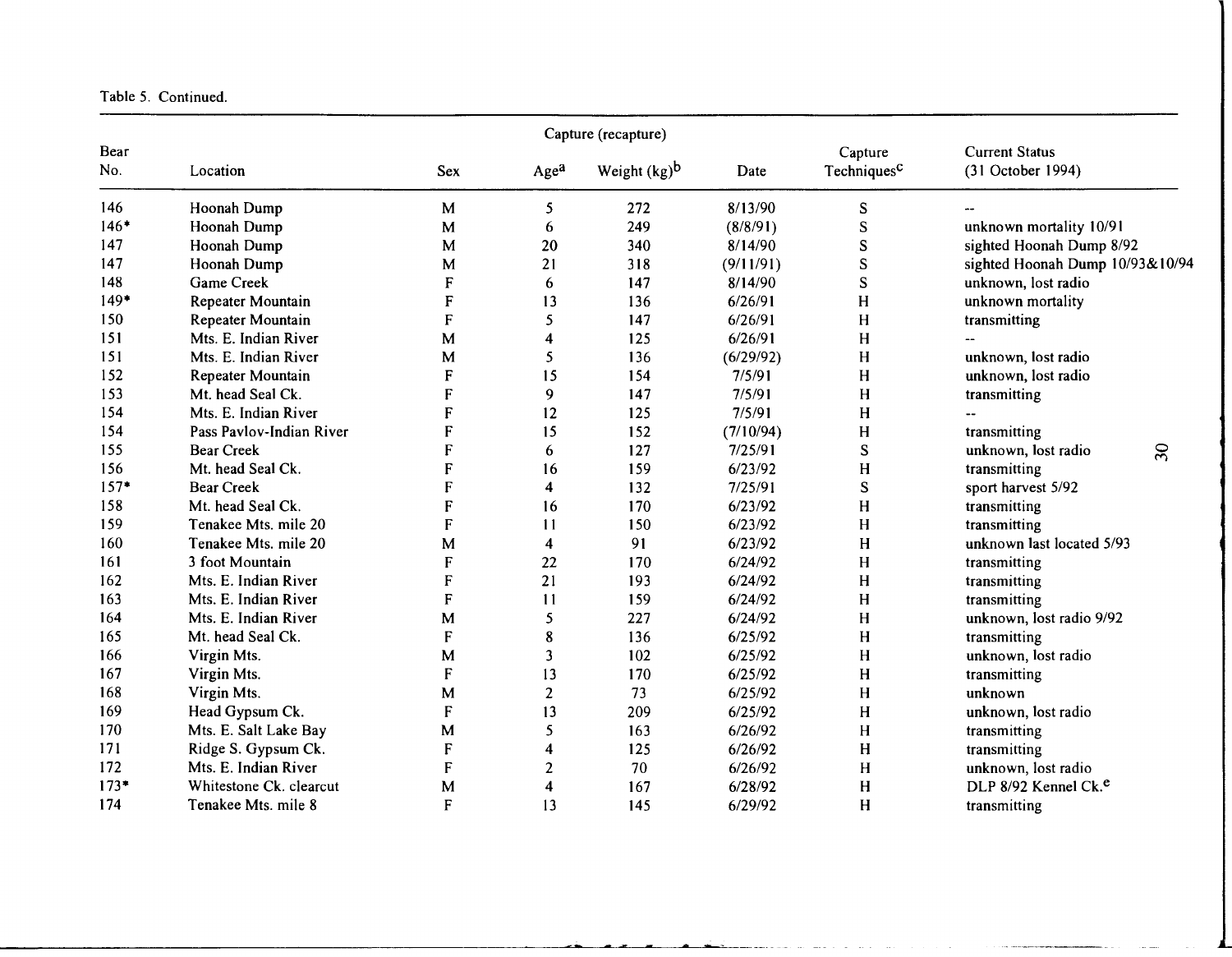Table 5. Continued.

| Bear No. | Location | Capture (recapture) | | | | | Current Status (31 October 1994) |
|---|---|---|---|---|---|---|---|
| | | Sex | Age[a] | Weight (kg)[b] | Date | Capture Techniques[c] | |
| 146 | Hoonah Dump | M | 5 | 272 | 8/13/90 | S | -- |
| 146* | Hoonah Dump | M | 6 | 249 | (8/8/91) | S | unknown mortality 10/91 |
| 147 | Hoonah Dump | M | 20 | 340 | 8/14/90 | S | sighted Hoonah Dump 8/92 |
| 147 | Hoonah Dump | M | 21 | 318 | (9/11/91) | S | sighted Hoonah Dump 10/93&10/94 |
| 148 | Game Creek | F | 6 | 147 | 8/14/90 | S | unknown, lost radio |
| 149* | Repeater Mountain | F | 13 | 136 | 6/26/91 | H | unknown mortality |
| 150 | Repeater Mountain | F | 5 | 147 | 6/26/91 | H | transmitting |
| 151 | Mts. E. Indian River | M | 4 | 125 | 6/26/91 | H | -- |
| 151 | Mts. E. Indian River | M | 5 | 136 | (6/29/92) | H | unknown, lost radio |
| 152 | Repeater Mountain | F | 15 | 154 | 7/5/91 | H | unknown, lost radio |
| 153 | Mt. head Seal Ck. | F | 9 | 147 | 7/5/91 | H | transmitting |
| 154 | Mts. E. Indian River | F | 12 | 125 | 7/5/91 | H | -- |
| 154 | Pass Pavlov-Indian River | F | 15 | 152 | (7/10/94) | H | transmitting |
| 155 | Bear Creek | F | 6 | 127 | 7/25/91 | S | unknown, lost radio |
| 156 | Mt. head Seal Ck. | F | 16 | 159 | 6/23/92 | H | transmitting |
| 157* | Bear Creek | F | 4 | 132 | 7/25/91 | S | sport harvest 5/92 |
| 158 | Mt. head Seal Ck. | F | 16 | 170 | 6/23/92 | H | transmitting |
| 159 | Tenakee Mts. mile 20 | F | 11 | 150 | 6/23/92 | H | transmitting |
| 160 | Tenakee Mts. mile 20 | M | 4 | 91 | 6/23/92 | H | unknown last located 5/93 |
| 161 | 3 foot Mountain | F | 22 | 170 | 6/24/92 | H | transmitting |
| 162 | Mts. E. Indian River | F | 21 | 193 | 6/24/92 | H | transmitting |
| 163 | Mts. E. Indian River | F | 11 | 159 | 6/24/92 | H | transmitting |
| 164 | Mts. E. Indian River | M | 5 | 227 | 6/24/92 | H | unknown, lost radio 9/92 |
| 165 | Mt. head Seal Ck. | F | 8 | 136 | 6/25/92 | H | transmitting |
| 166 | Virgin Mts. | M | 3 | 102 | 6/25/92 | H | unknown, lost radio |
| 167 | Virgin Mts. | F | 13 | 170 | 6/25/92 | H | transmitting |
| 168 | Virgin Mts. | M | 2 | 73 | 6/25/92 | H | unknown |
| 169 | Head Gypsum Ck. | F | 13 | 209 | 6/25/92 | H | unknown, lost radio |
| 170 | Mts. E. Salt Lake Bay | M | 5 | 163 | 6/26/92 | H | transmitting |
| 171 | Ridge S. Gypsum Ck. | F | 4 | 125 | 6/26/92 | H | transmitting |
| 172 | Mts. E. Indian River | F | 2 | 70 | 6/26/92 | H | unknown, lost radio |
| 173* | Whitestone Ck. clearcut | M | 4 | 167 | 6/28/92 | H | DLP 8/92 Kennel Ck.[e] |
| 174 | Tenakee Mts. mile 8 | F | 13 | 145 | 6/29/92 | H | transmitting |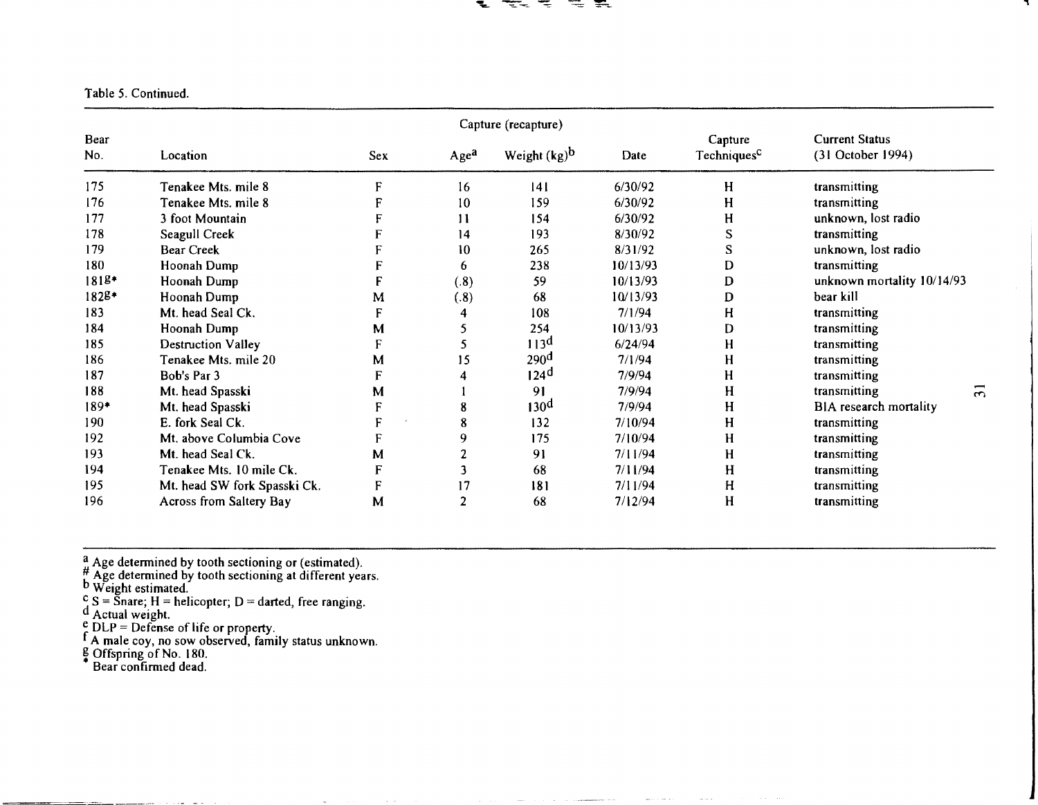Table 5. Continued.

| Bear No. | Location | Capture (recapture) | | | | | Current Status (31 October 1994) |
|---|---|---|---|---|---|---|---|
| | | Sex | Age[a] | Weight (kg)[b] | Date | Capture Techniques[c] | |
| 175 | Tenakee Mts. mile 8 | F | 16 | 141 | 6/30/92 | H | transmitting |
| 176 | Tenakee Mts. mile 8 | F | 10 | 159 | 6/30/92 | H | transmitting |
| 177 | 3 foot Mountain | F | 11 | 154 | 6/30/92 | H | unknown, lost radio |
| 178 | Seagull Creek | F | 14 | 193 | 8/30/92 | S | transmitting |
| 179 | Bear Creek | F | 10 | 265 | 8/31/92 | S | unknown, lost radio |
| 180 | Hoonah Dump | F | 6 | 238 | 10/13/93 | D | transmitting |
| 181[g]* | Hoonah Dump | F | (.8) | 59 | 10/13/93 | D | unknown mortality 10/14/93 |
| 182[g]* | Hoonah Dump | M | (.8) | 68 | 10/13/93 | D | bear kill |
| 183 | Mt. head Seal Ck. | F | 4 | 108 | 7/1/94 | H | transmitting |
| 184 | Hoonah Dump | M | 5 | 254 | 10/13/93 | D | transmitting |
| 185 | Destruction Valley | F | 5 | 113[d] | 6/24/94 | H | transmitting |
| 186 | Tenakee Mts. mile 20 | M | 15 | 290[d] | 7/1/94 | H | transmitting |
| 187 | Bob's Par 3 | F | 4 | 124[d] | 7/9/94 | H | transmitting |
| 188 | Mt. head Spasski | M | 1 | 91 | 7/9/94 | H | transmitting |
| 189* | Mt. head Spasski | F | 8 | 130[d] | 7/9/94 | H | BIA research mortality |
| 190 | E. fork Seal Ck. | F | 8 | 132 | 7/10/94 | H | transmitting |
| 192 | Mt. above Columbia Cove | F | 9 | 175 | 7/10/94 | H | transmitting |
| 193 | Mt. head Seal Ck. | M | 2 | 91 | 7/11/94 | H | transmitting |
| 194 | Tenakee Mts. 10 mile Ck. | F | 3 | 68 | 7/11/94 | H | transmitting |
| 195 | Mt. head SW fork Spasski Ck. | F | 17 | 181 | 7/11/94 | H | transmitting |
| 196 | Across from Saltery Bay | M | 2 | 68 | 7/12/94 | H | transmitting |

[a] Age determined by tooth sectioning or (estimated).
[#] Age determined by tooth sectioning at different years.
[b] Weight estimated.
[c] S = Snare; H = helicopter; D = darted, free ranging.
[d] Actual weight.
[e] DLP = Defense of life or property.
[f] A male coy, no sow observed, family status unknown.
[g] Offspring of No. 180.
* Bear confirmed dead.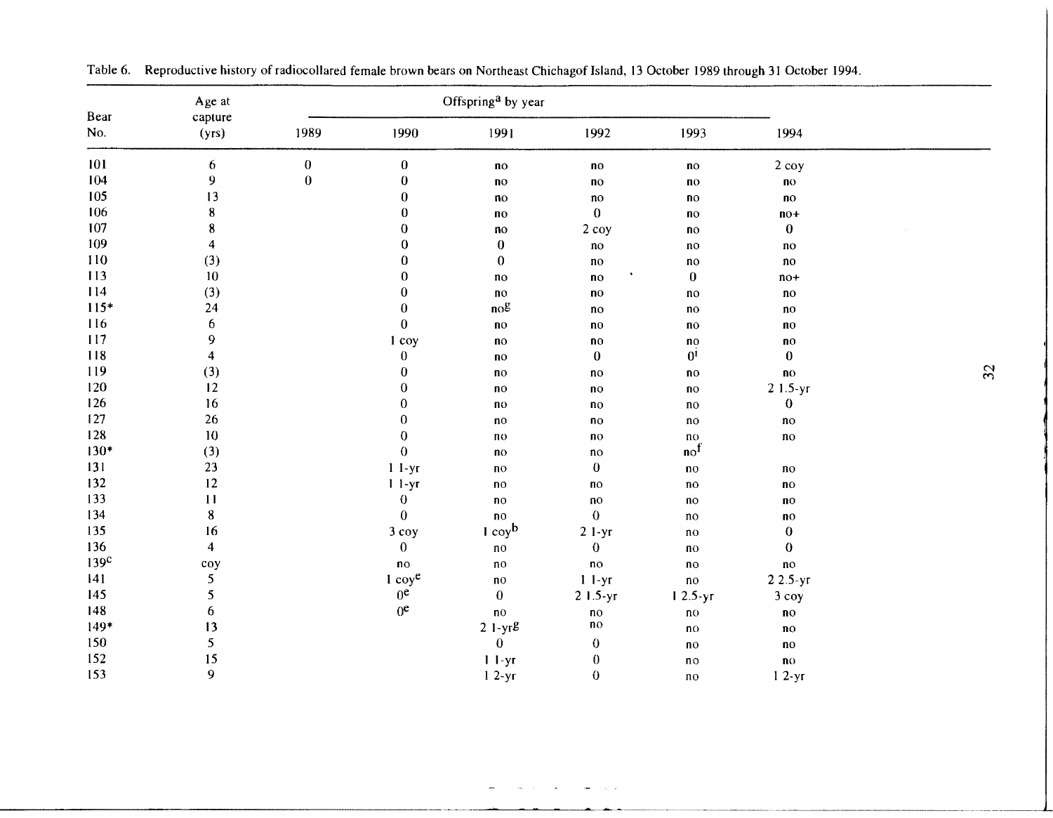Table 6. Reproductive history of radiocollared female brown bears on Northeast Chichagof Island, 13 October 1989 through 31 October 1994.

| Bear No. | Age at capture (yrs) | Offspring[a] by year | | | | | |
|---|---|---|---|---|---|---|---|
| | | 1989 | 1990 | 1991 | 1992 | 1993 | 1994 |
| 101 | 6 | 0 | 0 | no | no | no | 2 coy |
| 104 | 9 | 0 | 0 | no | no | no | no |
| 105 | 13 | | 0 | no | no | no | no |
| 106 | 8 | | 0 | no | 0 | no | no+ |
| 107 | 8 | | 0 | no | 2 coy | no | 0 |
| 109 | 4 | | 0 | 0 | no | no | no |
| 110 | (3) | | 0 | 0 | no | no | no |
| 113 | 10 | | 0 | no | no | 0 | no+ |
| 114 | (3) | | 0 | no | no | no | no |
| 115* | 24 | | 0 | no[g] | no | no | no |
| 116 | 6 | | 0 | no | no | no | no |
| 117 | 9 | | 1 coy | no | no | no | no |
| 118 | 4 | | 0 | no | 0 | 0[i] | 0 |
| 119 | (3) | | 0 | no | no | no | no |
| 120 | 12 | | 0 | no | no | no | 2 1.5-yr |
| 126 | 16 | | 0 | no | no | no | 0 |
| 127 | 26 | | 0 | no | no | no | no |
| 128 | 10 | | 0 | no | no | no | no |
| 130* | (3) | | 0 | no | no | no[f] | |
| 131 | 23 | | 1 1-yr | no | 0 | no | no |
| 132 | 12 | | 1 1-yr | no | no | no | no |
| 133 | 11 | | 0 | no | no | no | no |
| 134 | 8 | | 0 | no | 0 | no | no |
| 135 | 16 | | 3 coy | 1 coy[b] | 2 1-yr | no | 0 |
| 136 | 4 | | 0 | no | 0 | no | 0 |
| 139[c] | coy | | no | no | no | no | no |
| 141 | 5 | | 1 coy[e] | no | 1 1-yr | no | 2 2.5-yr |
| 145 | 5 | | 0[e] | 0 | 2 1.5-yr | 1 2.5-yr | 3 coy |
| 148 | 6 | | 0[e] | no | no | no | no |
| 149* | 13 | | | 2 1-yr[g] | no | no | no |
| 150 | 5 | | | 0 | 0 | no | no |
| 152 | 15 | | | 1 1-yr | 0 | no | no |
| 153 | 9 | | | 1 2-yr | 0 | no | 1 2-yr |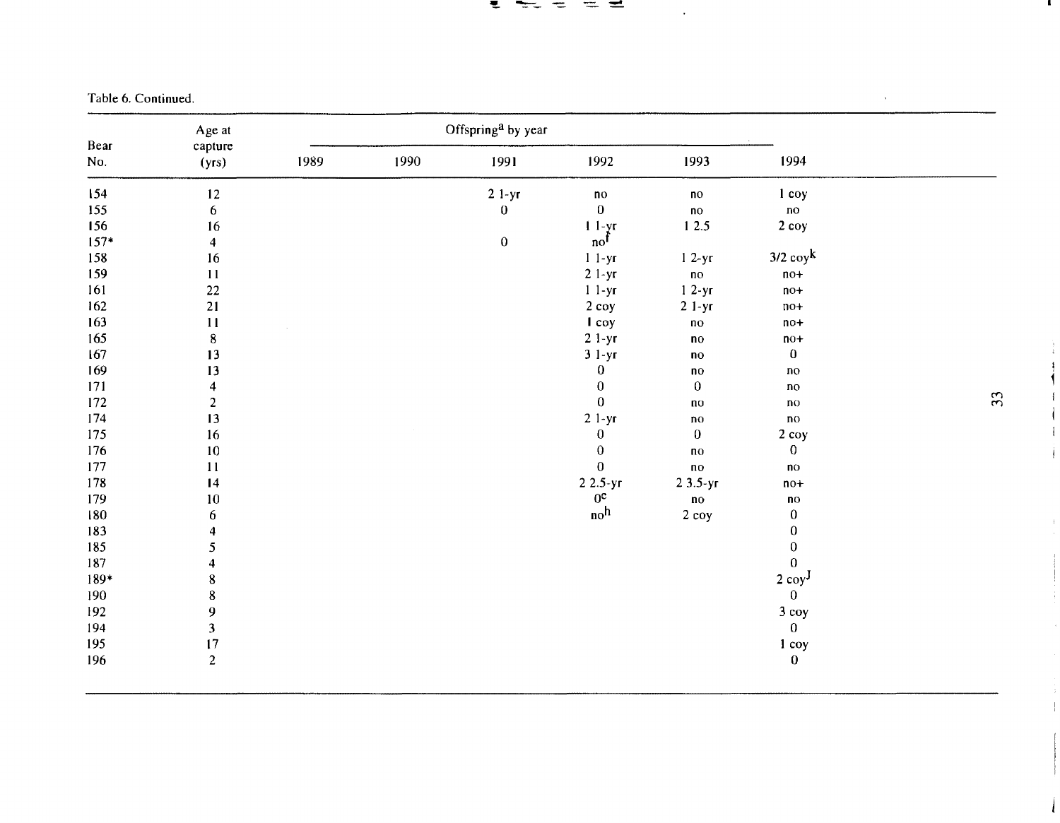Table 6. Continued.

| Bear No. | Age at capture (yrs) | Offspring[a] by year | | | | | |
|---|---|---|---|---|---|---|---|
| | | 1989 | 1990 | 1991 | 1992 | 1993 | 1994 |
| 154 | 12 | | | 2 1-yr | no | no | 1 coy |
| 155 | 6 | | | 0 | 0 | no | no |
| 156 | 16 | | | | 1 1-yr | 1 2.5 | 2 coy |
| 157* | 4 | | | 0 | no[f] | | |
| 158 | 16 | | | | 1 1-yr | 1 2-yr | 3/2 coy[k] |
| 159 | 11 | | | | 2 1-yr | no | no+ |
| 161 | 22 | | | | 1 1-yr | 1 2-yr | no+ |
| 162 | 21 | | | | 2 coy | 2 1-yr | no+ |
| 163 | 11 | | | | 1 coy | no | no+ |
| 165 | 8 | | | | 2 1-yr | no | no+ |
| 167 | 13 | | | | 3 1-yr | no | 0 |
| 169 | 13 | | | | 0 | no | no |
| 171 | 4 | | | | 0 | 0 | no |
| 172 | 2 | | | | 0 | no | no |
| 174 | 13 | | | | 2 1-yr | no | no |
| 175 | 16 | | | | 0 | 0 | 2 coy |
| 176 | 10 | | | | 0 | no | 0 |
| 177 | 11 | | | | 0 | no | no |
| 178 | 14 | | | | 2 2.5-yr | 2 3.5-yr | no+ |
| 179 | 10 | | | | 0[e] | no | no |
| 180 | 6 | | | | no[h] | 2 coy | 0 |
| 183 | 4 | | | | | | 0 |
| 185 | 5 | | | | | | 0 |
| 187 | 4 | | | | | | 0 |
| 189* | 8 | | | | | | 2 coy[j] |
| 190 | 8 | | | | | | 0 |
| 192 | 9 | | | | | | 3 coy |
| 194 | 3 | | | | | | 0 |
| 195 | 17 | | | | | | 1 coy |
| 196 | 2 | | | | | | 0 |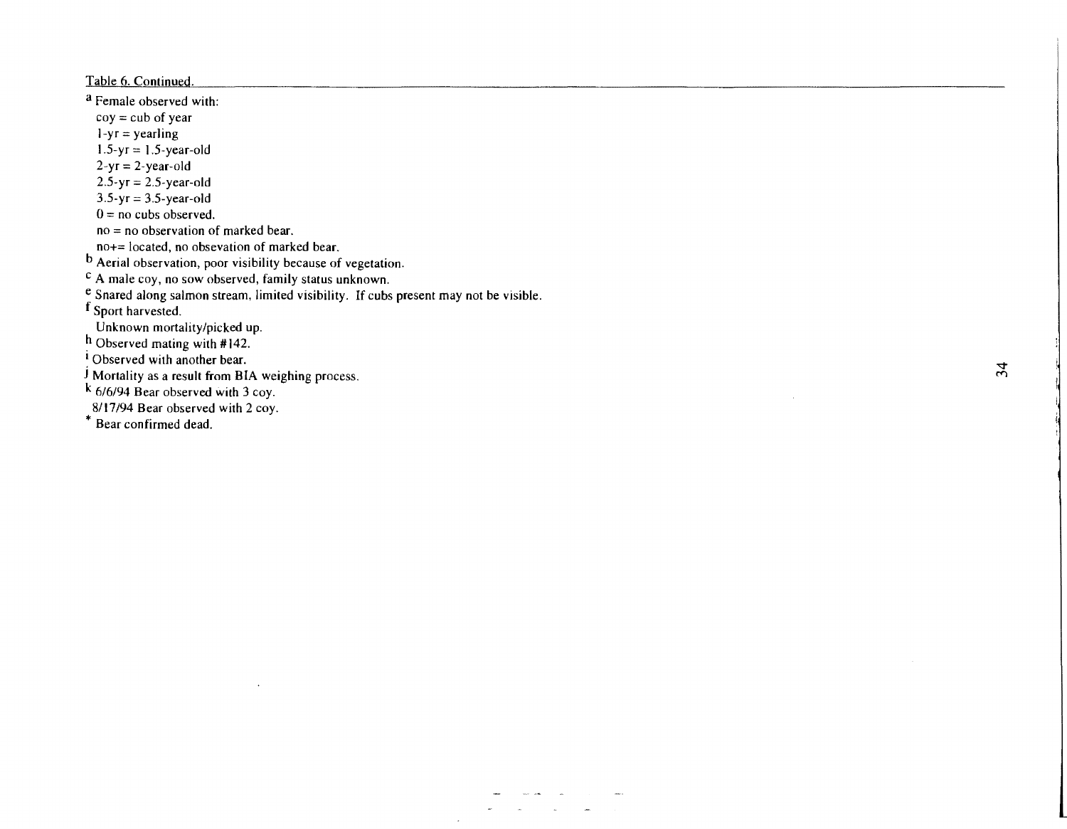Table 6. Continued.

[a] Female observed with:
- coy = cub of year
- 1-yr = yearling
- 1.5-yr = 1.5-year-old
- 2-yr = 2-year-old
- 2.5-yr = 2.5-year-old
- 3.5-yr = 3.5-year-old
- 0 = no cubs observed.
- no = no observation of marked bear.
- no+= located, no obsevation of marked bear.

[b] Aerial observation, poor visibility because of vegetation.

[c] A male coy, no sow observed, family status unknown.

[e] Snared along salmon stream, limited visibility. If cubs present may not be visible.

[f] Sport harvested.

Unknown mortality/picked up.

[h] Observed mating with #142.

[i] Observed with another bear.

[j] Mortality as a result from BIA weighing process.

[k] 6/6/94 Bear observed with 3 coy.

8/17/94 Bear observed with 2 coy.

[*] Bear confirmed dead.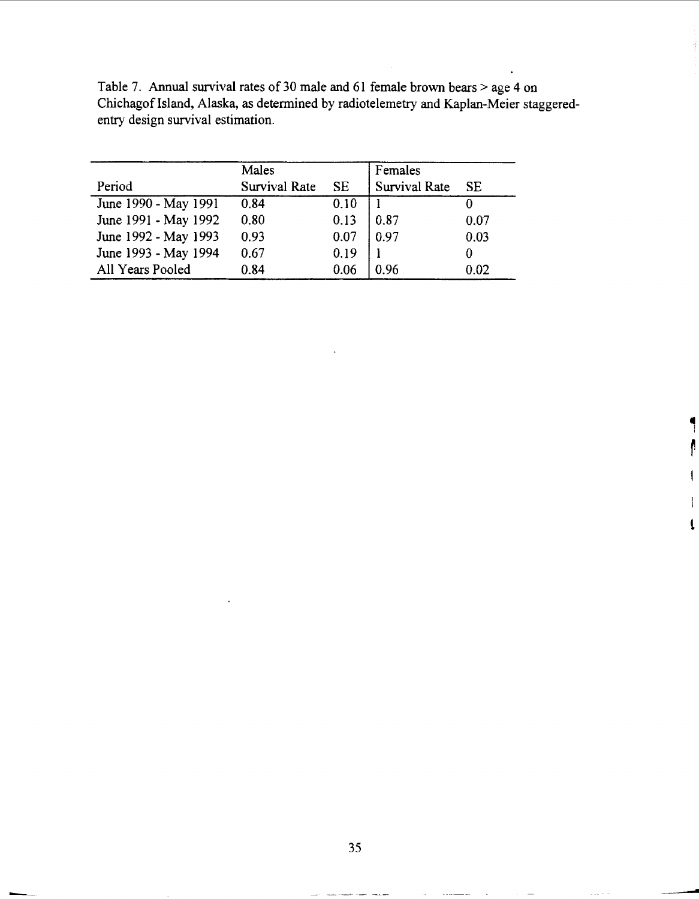Table 7. Annual survival rates of 30 male and 61 female brown bears > age 4 on Chichagof Island, Alaska, as determined by radiotelemetry and Kaplan-Meier staggered-entry design survival estimation.

| | Males | | Females | |
|---|---|---|---|---|
| Period | Survival Rate | SE | Survival Rate | SE |
| June 1990 - May 1991 | 0.84 | 0.10 | 1 | 0 |
| June 1991 - May 1992 | 0.80 | 0.13 | 0.87 | 0.07 |
| June 1992 - May 1993 | 0.93 | 0.07 | 0.97 | 0.03 |
| June 1993 - May 1994 | 0.67 | 0.19 | 1 | 0 |
| All Years Pooled | 0.84 | 0.06 | 0.96 | 0.02 |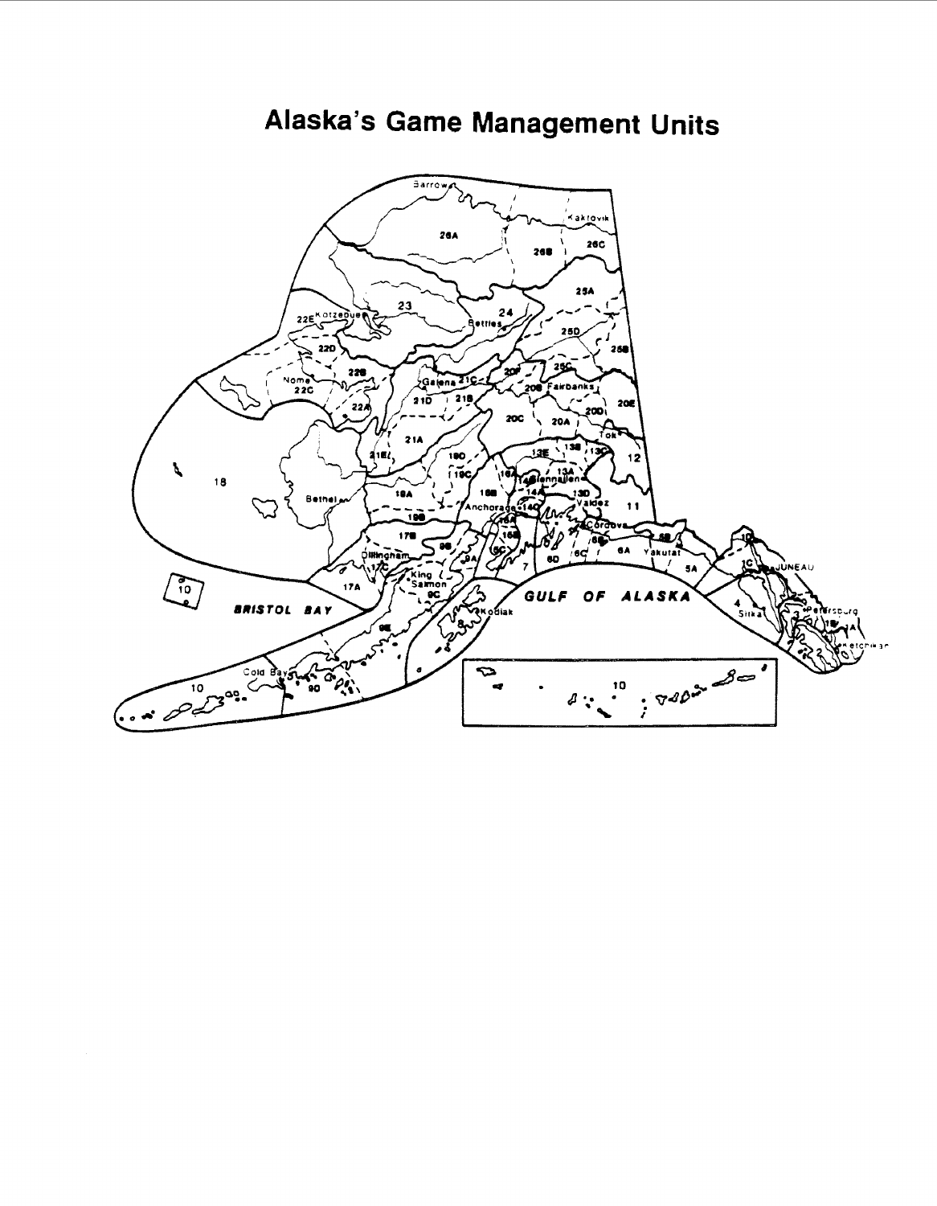# Alaska's Game Management Units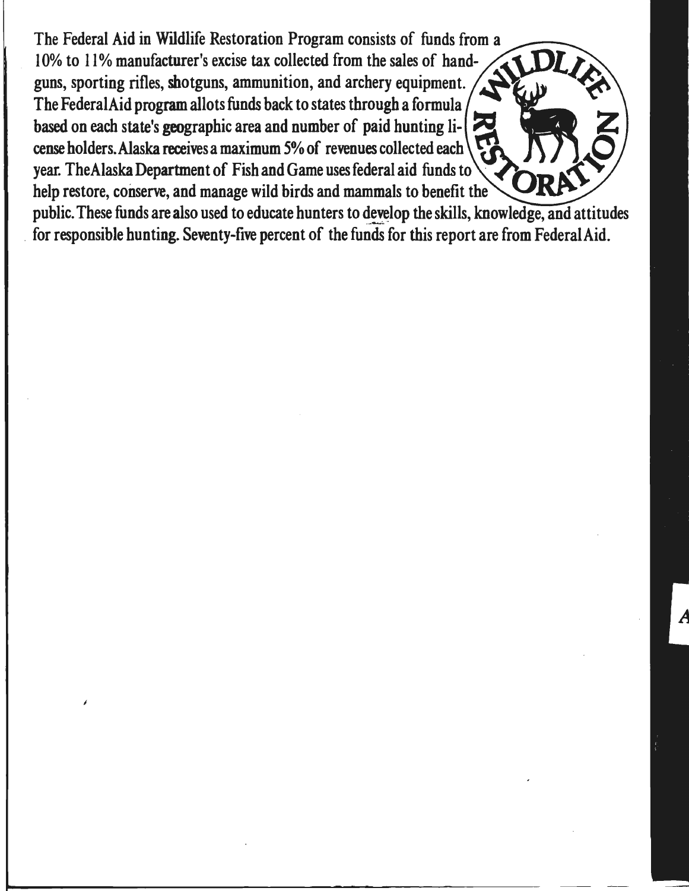The Federal Aid in Wildlife Restoration Program consists of funds from a 10% to 11% manufacturer's excise tax collected from the sales of handguns, sporting rifles, shotguns, ammunition, and archery equipment. The Federal Aid program allots funds back to states through a formula based on each state's geographic area and number of paid hunting license holders. Alaska receives a maximum 5% of revenues collected each year. The Alaska Department of Fish and Game uses federal aid funds to help restore, conserve, and manage wild birds and mammals to benefit the public. These funds are also used to educate hunters to develop the skills, knowledge, and attitudes for responsible hunting. Seventy-five percent of the funds for this report are from Federal Aid.